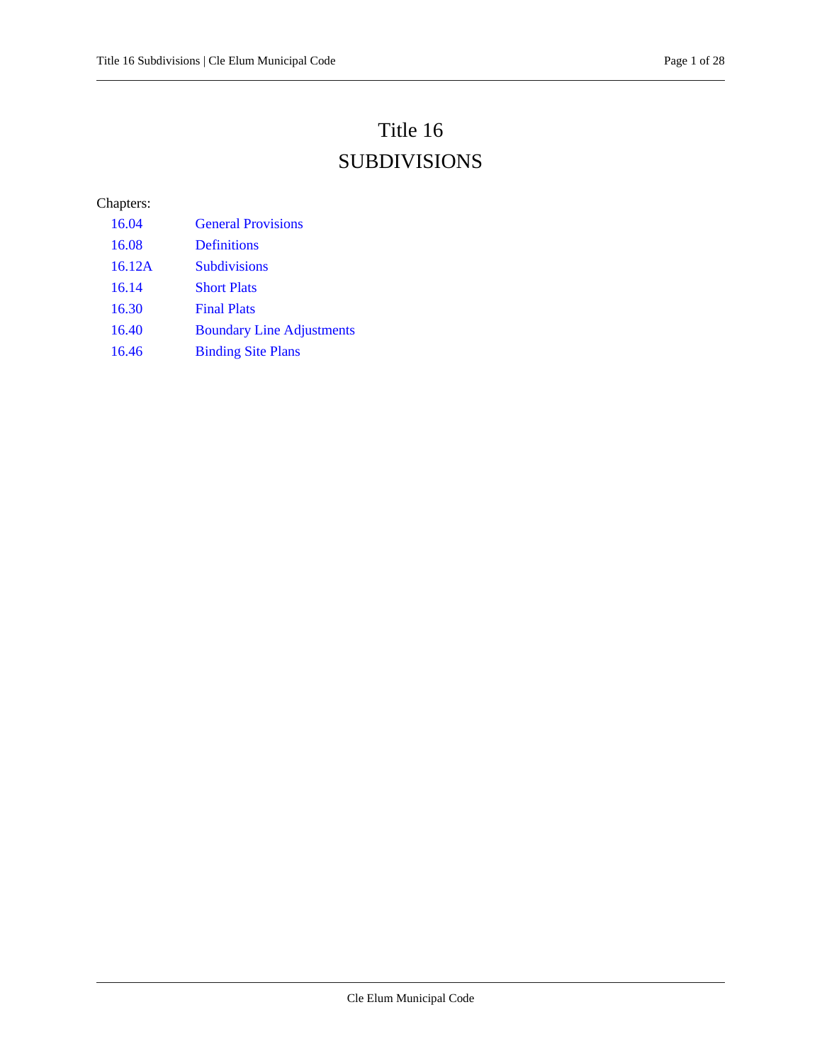# Title 16
# SUBDIVISIONS

Chapters:

| | |
|---|---|
| 16.04 | General Provisions |
| 16.08 | Definitions |
| 16.12A | Subdivisions |
| 16.14 | Short Plats |
| 16.30 | Final Plats |
| 16.40 | Boundary Line Adjustments |
| 16.46 | Binding Site Plans |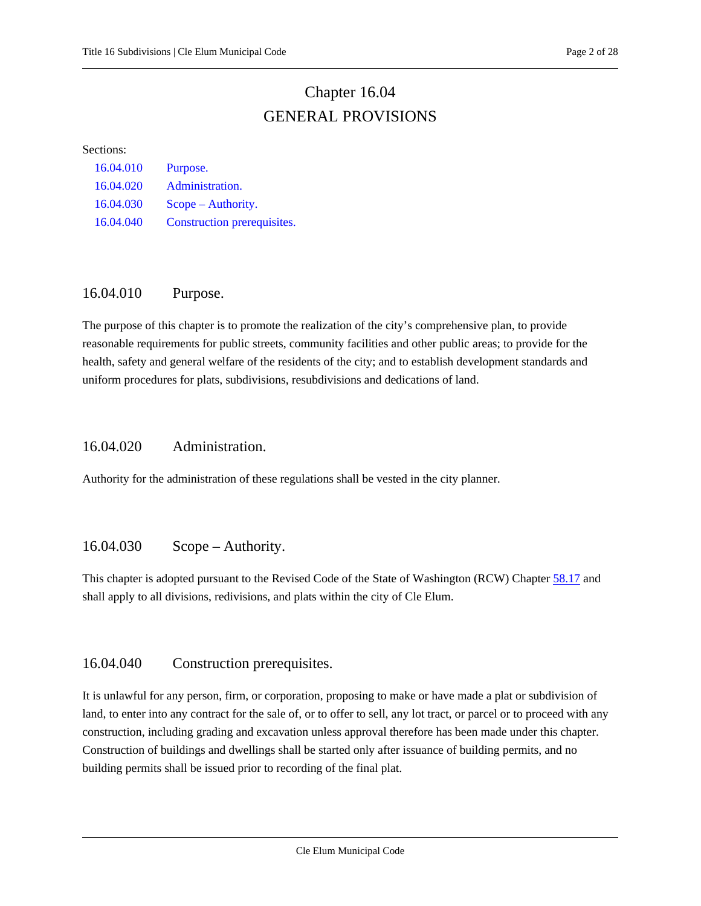# Chapter 16.04
# GENERAL PROVISIONS

Sections:

| | |
|---|---|
| 16.04.010 | Purpose. |
| 16.04.020 | Administration. |
| 16.04.030 | Scope – Authority. |
| 16.04.040 | Construction prerequisites. |

## 16.04.010 Purpose.

The purpose of this chapter is to promote the realization of the city's comprehensive plan, to provide reasonable requirements for public streets, community facilities and other public areas; to provide for the health, safety and general welfare of the residents of the city; and to establish development standards and uniform procedures for plats, subdivisions, resubdivisions and dedications of land.

## 16.04.020 Administration.

Authority for the administration of these regulations shall be vested in the city planner.

## 16.04.030 Scope – Authority.

This chapter is adopted pursuant to the Revised Code of the State of Washington (RCW) Chapter 58.17 and shall apply to all divisions, redivisions, and plats within the city of Cle Elum.

## 16.04.040 Construction prerequisites.

It is unlawful for any person, firm, or corporation, proposing to make or have made a plat or subdivision of land, to enter into any contract for the sale of, or to offer to sell, any lot tract, or parcel or to proceed with any construction, including grading and excavation unless approval therefore has been made under this chapter. Construction of buildings and dwellings shall be started only after issuance of building permits, and no building permits shall be issued prior to recording of the final plat.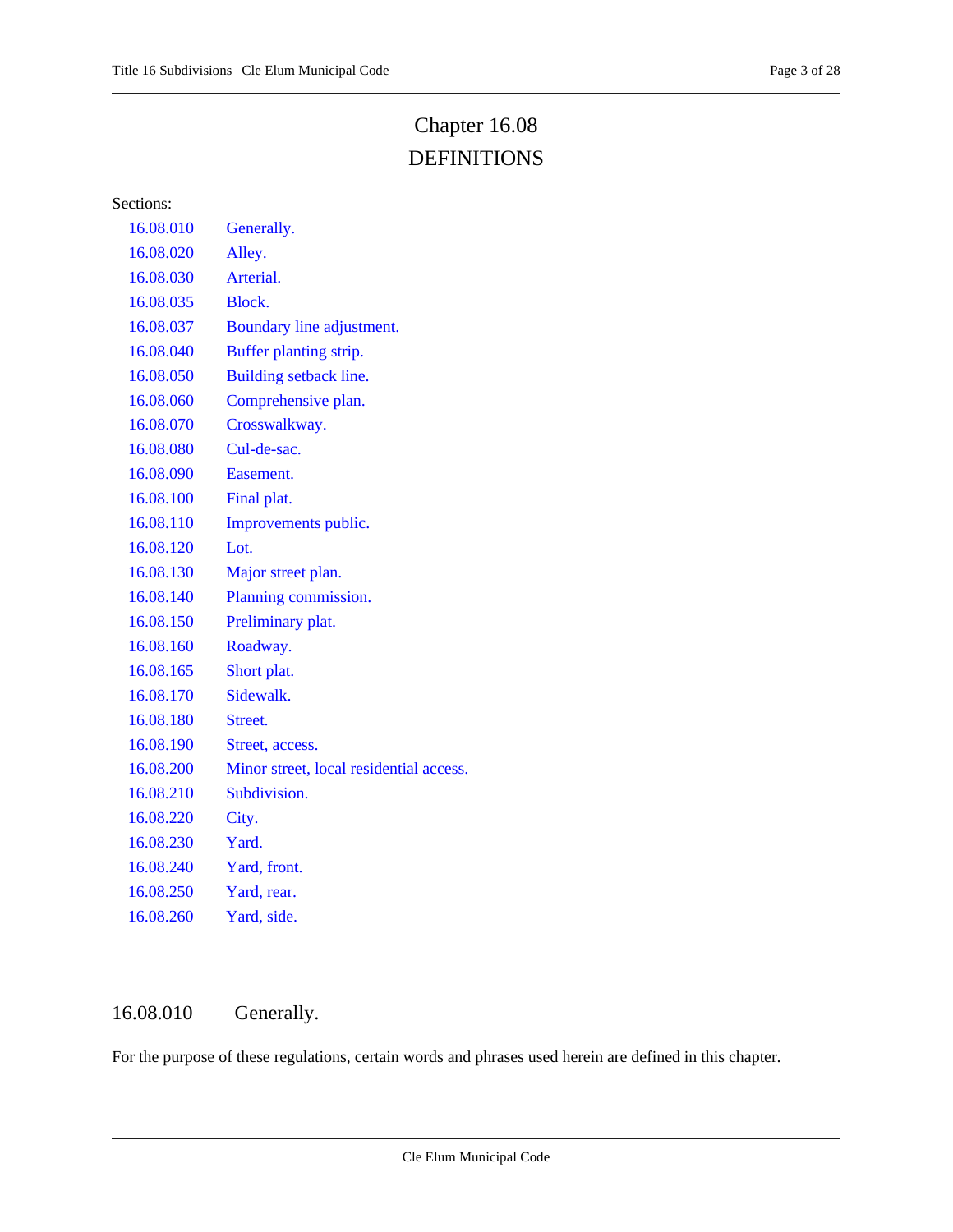# Chapter 16.08
# DEFINITIONS

Sections:

| | |
|---|---|
| 16.08.010 | Generally. |
| 16.08.020 | Alley. |
| 16.08.030 | Arterial. |
| 16.08.035 | Block. |
| 16.08.037 | Boundary line adjustment. |
| 16.08.040 | Buffer planting strip. |
| 16.08.050 | Building setback line. |
| 16.08.060 | Comprehensive plan. |
| 16.08.070 | Crosswalkway. |
| 16.08.080 | Cul-de-sac. |
| 16.08.090 | Easement. |
| 16.08.100 | Final plat. |
| 16.08.110 | Improvements public. |
| 16.08.120 | Lot. |
| 16.08.130 | Major street plan. |
| 16.08.140 | Planning commission. |
| 16.08.150 | Preliminary plat. |
| 16.08.160 | Roadway. |
| 16.08.165 | Short plat. |
| 16.08.170 | Sidewalk. |
| 16.08.180 | Street. |
| 16.08.190 | Street, access. |
| 16.08.200 | Minor street, local residential access. |
| 16.08.210 | Subdivision. |
| 16.08.220 | City. |
| 16.08.230 | Yard. |
| 16.08.240 | Yard, front. |
| 16.08.250 | Yard, rear. |
| 16.08.260 | Yard, side. |

## 16.08.010 Generally.

For the purpose of these regulations, certain words and phrases used herein are defined in this chapter.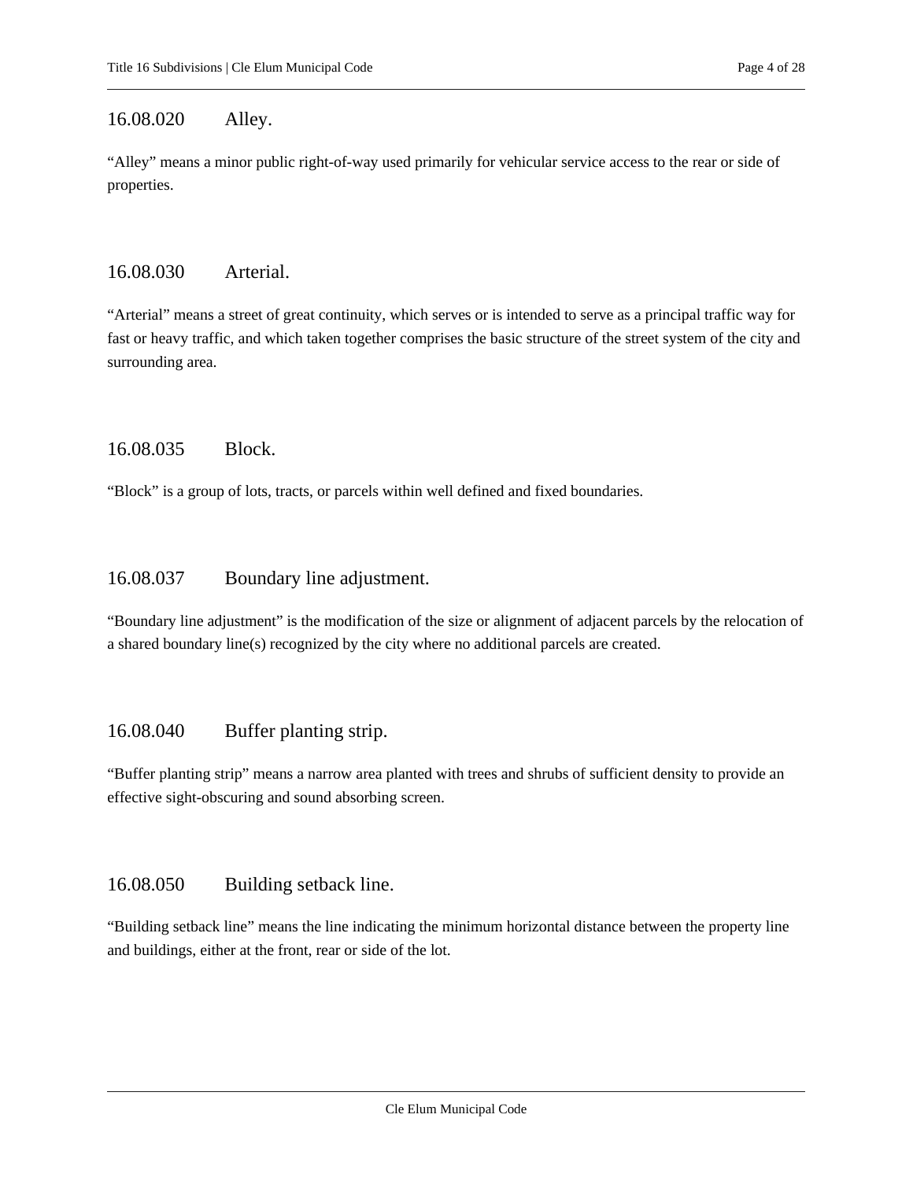## 16.08.020 Alley.

"Alley" means a minor public right-of-way used primarily for vehicular service access to the rear or side of properties.

## 16.08.030 Arterial.

"Arterial" means a street of great continuity, which serves or is intended to serve as a principal traffic way for fast or heavy traffic, and which taken together comprises the basic structure of the street system of the city and surrounding area.

## 16.08.035 Block.

"Block" is a group of lots, tracts, or parcels within well defined and fixed boundaries.

## 16.08.037 Boundary line adjustment.

"Boundary line adjustment" is the modification of the size or alignment of adjacent parcels by the relocation of a shared boundary line(s) recognized by the city where no additional parcels are created.

## 16.08.040 Buffer planting strip.

"Buffer planting strip" means a narrow area planted with trees and shrubs of sufficient density to provide an effective sight-obscuring and sound absorbing screen.

## 16.08.050 Building setback line.

"Building setback line" means the line indicating the minimum horizontal distance between the property line and buildings, either at the front, rear or side of the lot.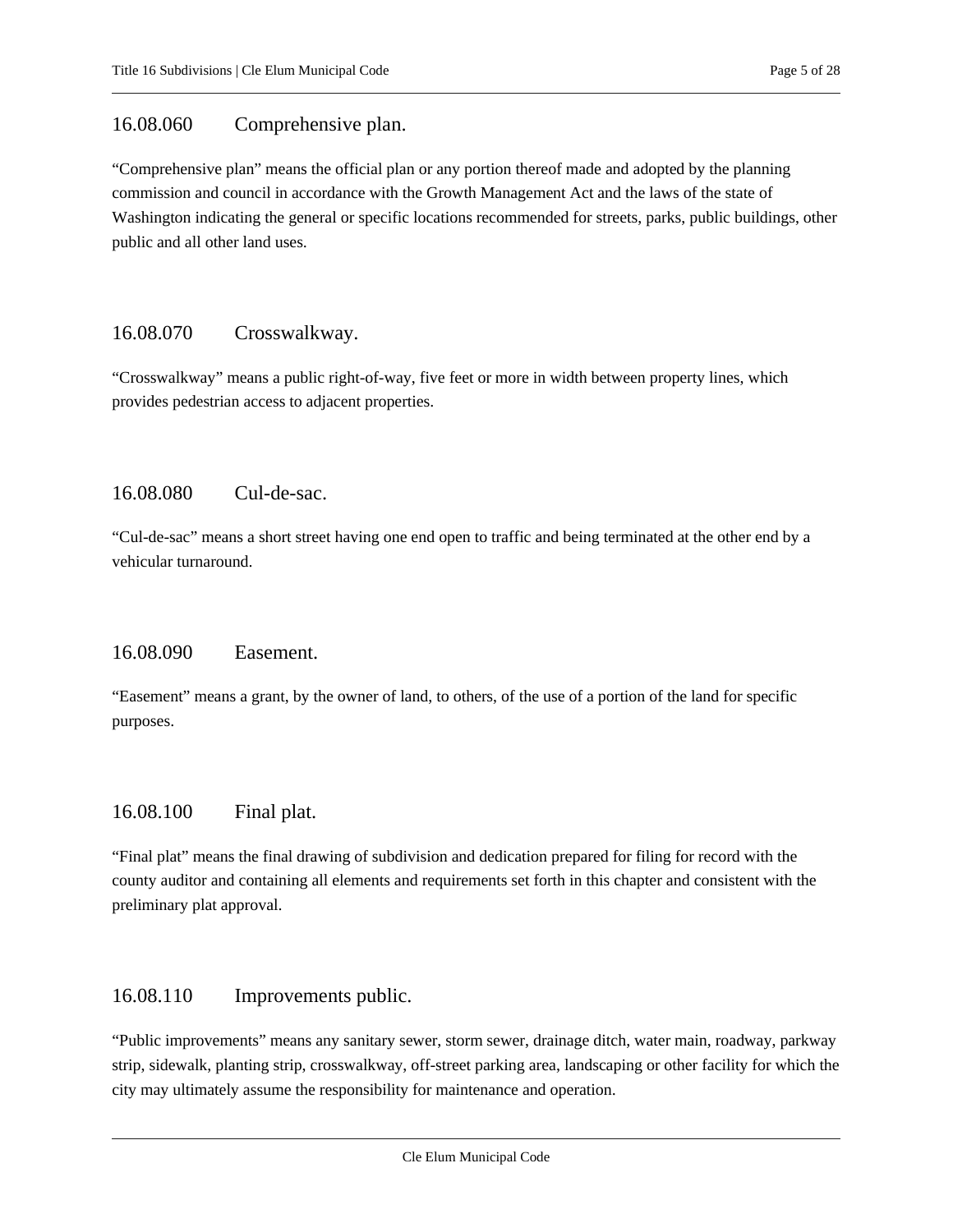### 16.08.060 Comprehensive plan.

"Comprehensive plan" means the official plan or any portion thereof made and adopted by the planning commission and council in accordance with the Growth Management Act and the laws of the state of Washington indicating the general or specific locations recommended for streets, parks, public buildings, other public and all other land uses.

### 16.08.070 Crosswalkway.

"Crosswalkway" means a public right-of-way, five feet or more in width between property lines, which provides pedestrian access to adjacent properties.

### 16.08.080 Cul-de-sac.

"Cul-de-sac" means a short street having one end open to traffic and being terminated at the other end by a vehicular turnaround.

### 16.08.090 Easement.

"Easement" means a grant, by the owner of land, to others, of the use of a portion of the land for specific purposes.

### 16.08.100 Final plat.

"Final plat" means the final drawing of subdivision and dedication prepared for filing for record with the county auditor and containing all elements and requirements set forth in this chapter and consistent with the preliminary plat approval.

### 16.08.110 Improvements public.

"Public improvements" means any sanitary sewer, storm sewer, drainage ditch, water main, roadway, parkway strip, sidewalk, planting strip, crosswalkway, off-street parking area, landscaping or other facility for which the city may ultimately assume the responsibility for maintenance and operation.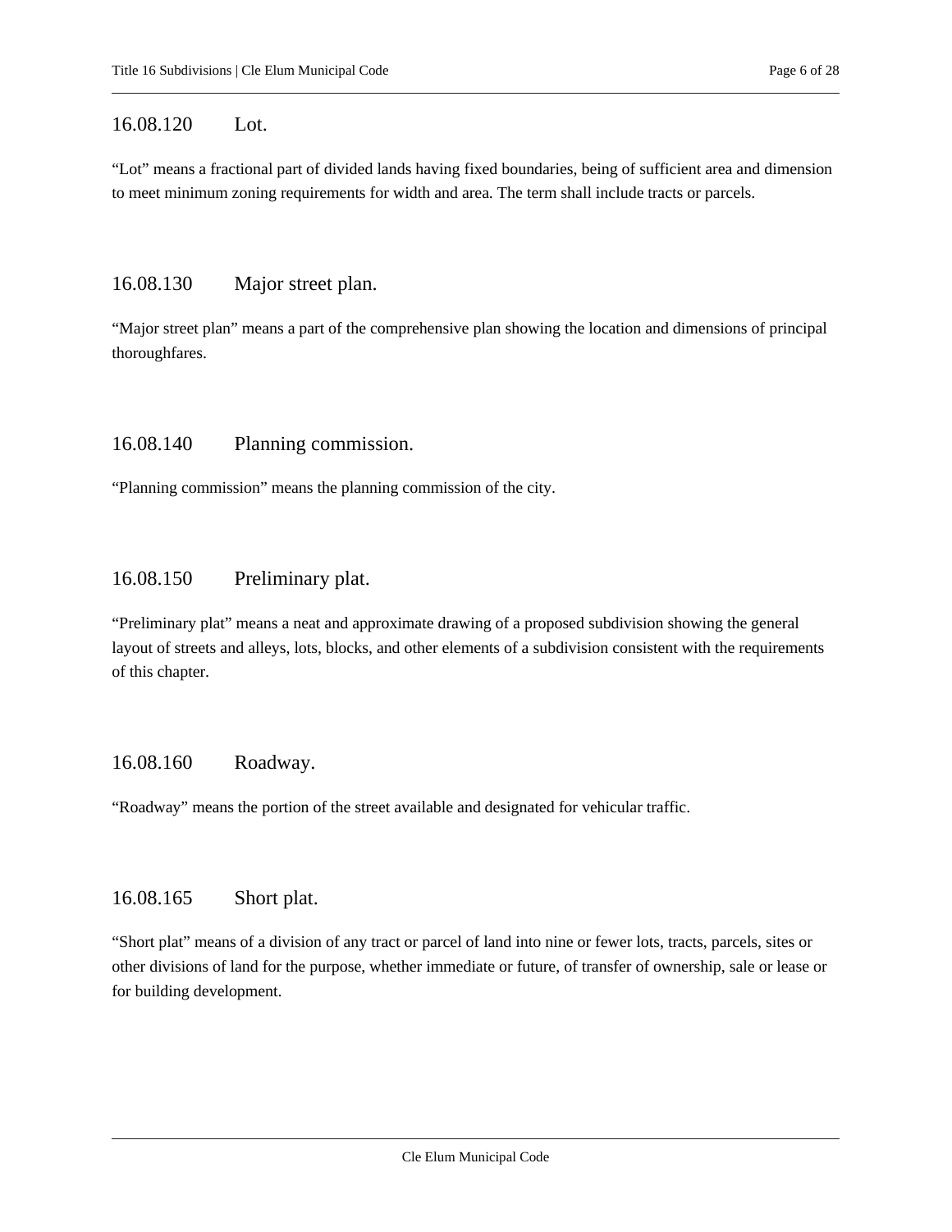### 16.08.120 Lot.

"Lot" means a fractional part of divided lands having fixed boundaries, being of sufficient area and dimension to meet minimum zoning requirements for width and area. The term shall include tracts or parcels.

### 16.08.130 Major street plan.

"Major street plan" means a part of the comprehensive plan showing the location and dimensions of principal thoroughfares.

### 16.08.140 Planning commission.

"Planning commission" means the planning commission of the city.

### 16.08.150 Preliminary plat.

"Preliminary plat" means a neat and approximate drawing of a proposed subdivision showing the general layout of streets and alleys, lots, blocks, and other elements of a subdivision consistent with the requirements of this chapter.

### 16.08.160 Roadway.

"Roadway" means the portion of the street available and designated for vehicular traffic.

### 16.08.165 Short plat.

"Short plat" means of a division of any tract or parcel of land into nine or fewer lots, tracts, parcels, sites or other divisions of land for the purpose, whether immediate or future, of transfer of ownership, sale or lease or for building development.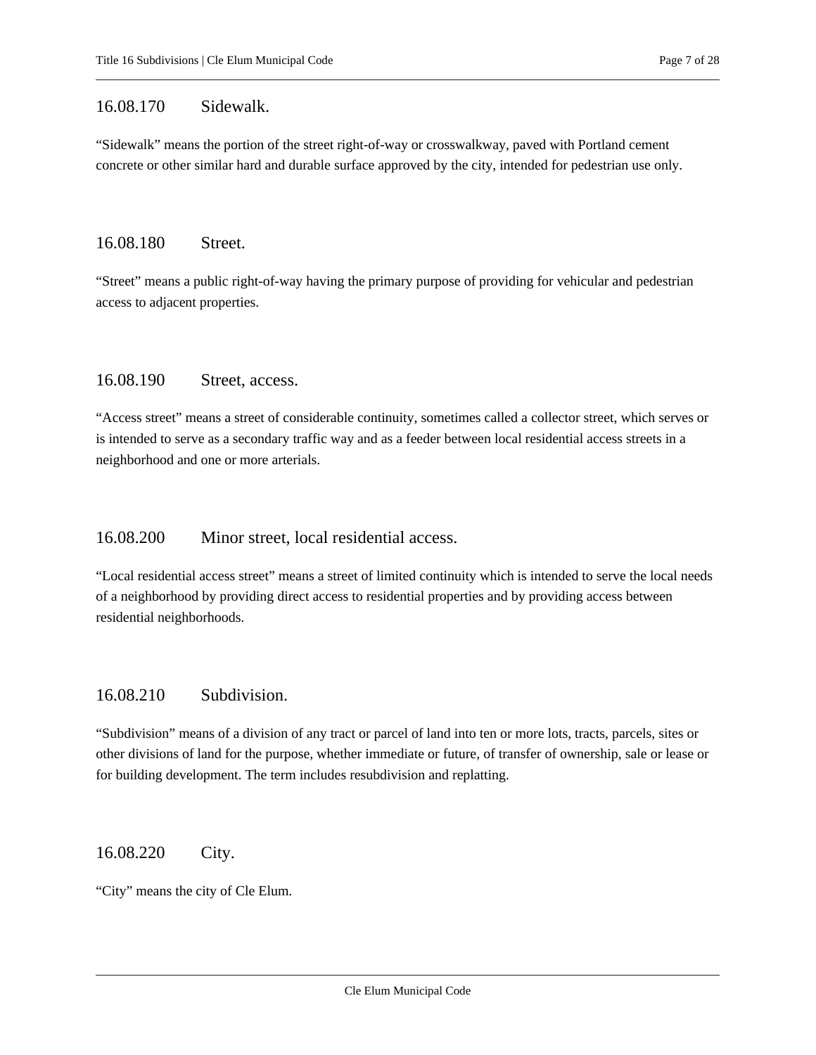## 16.08.170 Sidewalk.

"Sidewalk" means the portion of the street right-of-way or crosswalkway, paved with Portland cement concrete or other similar hard and durable surface approved by the city, intended for pedestrian use only.

## 16.08.180 Street.

"Street" means a public right-of-way having the primary purpose of providing for vehicular and pedestrian access to adjacent properties.

## 16.08.190 Street, access.

"Access street" means a street of considerable continuity, sometimes called a collector street, which serves or is intended to serve as a secondary traffic way and as a feeder between local residential access streets in a neighborhood and one or more arterials.

## 16.08.200 Minor street, local residential access.

"Local residential access street" means a street of limited continuity which is intended to serve the local needs of a neighborhood by providing direct access to residential properties and by providing access between residential neighborhoods.

## 16.08.210 Subdivision.

"Subdivision" means of a division of any tract or parcel of land into ten or more lots, tracts, parcels, sites or other divisions of land for the purpose, whether immediate or future, of transfer of ownership, sale or lease or for building development. The term includes resubdivision and replatting.

## 16.08.220 City.

"City" means the city of Cle Elum.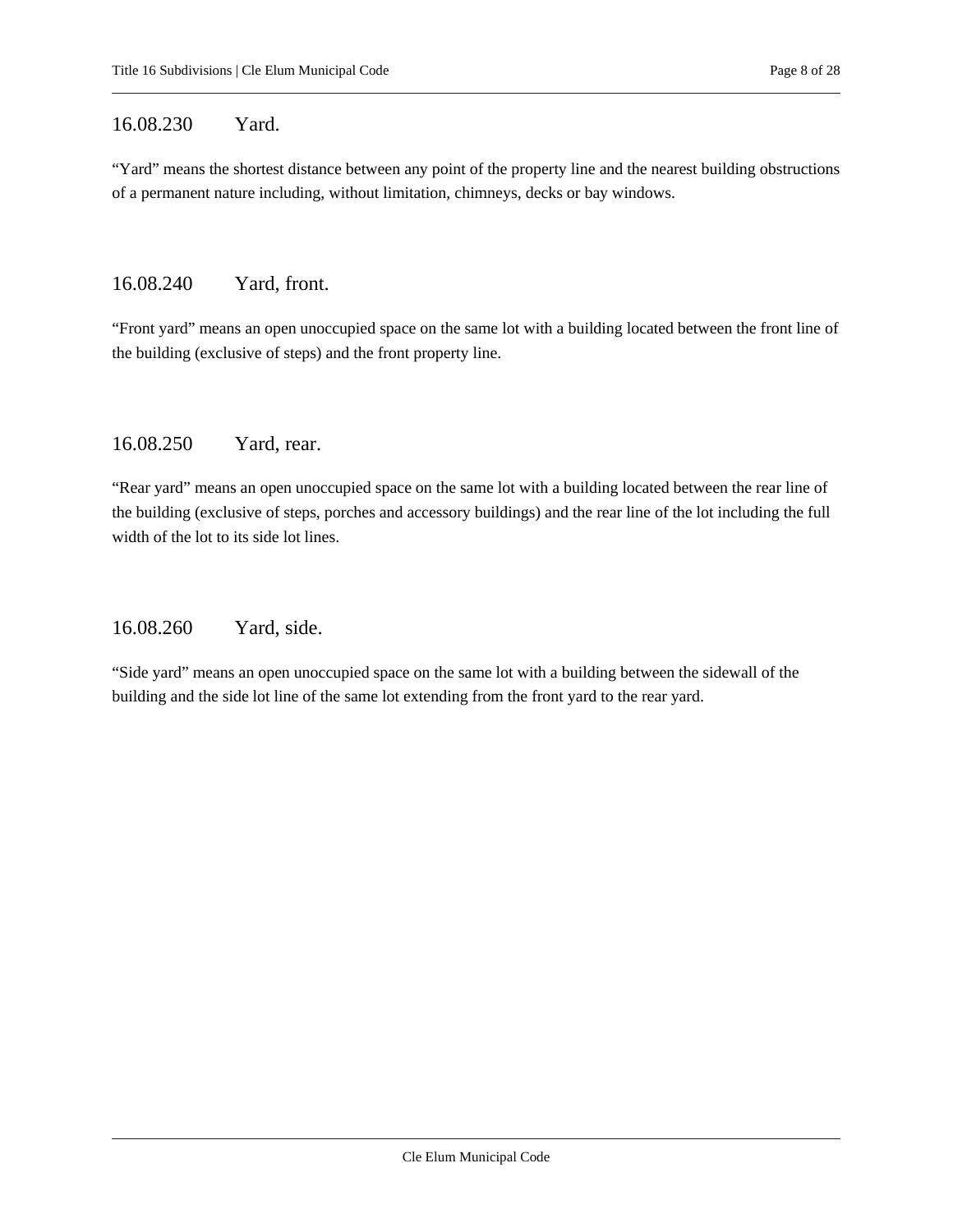### 16.08.230 Yard.

“Yard” means the shortest distance between any point of the property line and the nearest building obstructions of a permanent nature including, without limitation, chimneys, decks or bay windows.

### 16.08.240 Yard, front.

“Front yard” means an open unoccupied space on the same lot with a building located between the front line of the building (exclusive of steps) and the front property line.

### 16.08.250 Yard, rear.

“Rear yard” means an open unoccupied space on the same lot with a building located between the rear line of the building (exclusive of steps, porches and accessory buildings) and the rear line of the lot including the full width of the lot to its side lot lines.

### 16.08.260 Yard, side.

“Side yard” means an open unoccupied space on the same lot with a building between the sidewall of the building and the side lot line of the same lot extending from the front yard to the rear yard.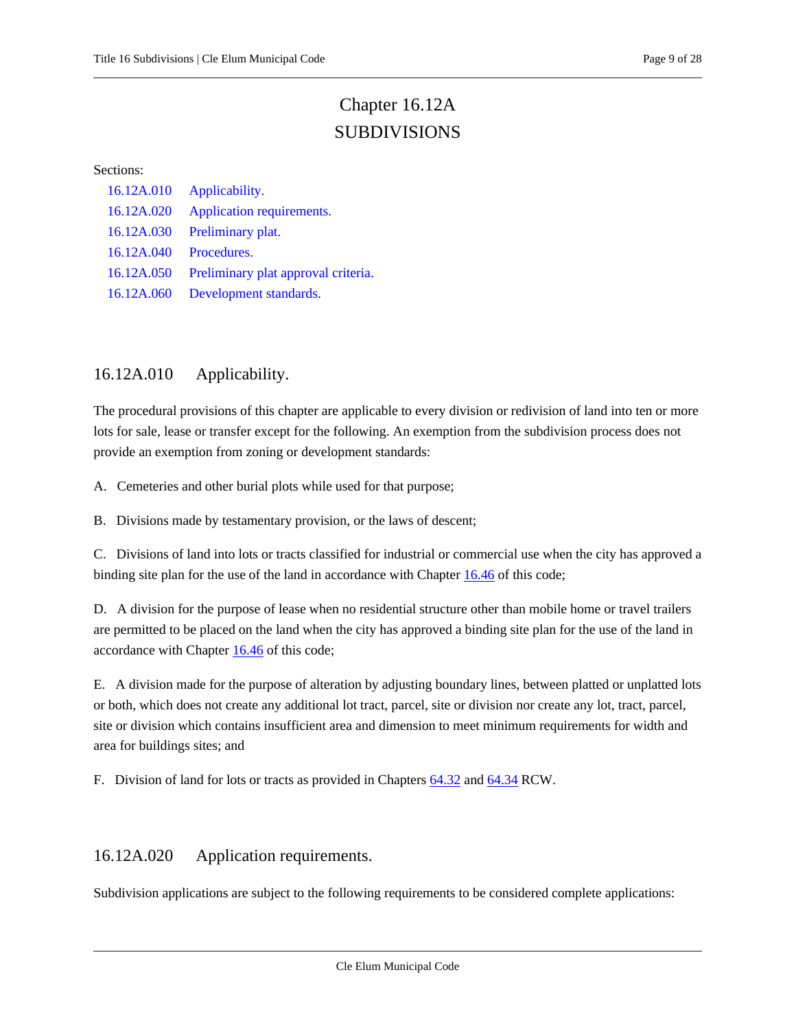# Chapter 16.12A
# SUBDIVISIONS

Sections:

- 16.12A.010 Applicability.
- 16.12A.020 Application requirements.
- 16.12A.030 Preliminary plat.
- 16.12A.040 Procedures.
- 16.12A.050 Preliminary plat approval criteria.
- 16.12A.060 Development standards.

## 16.12A.010 Applicability.

The procedural provisions of this chapter are applicable to every division or redivision of land into ten or more lots for sale, lease or transfer except for the following. An exemption from the subdivision process does not provide an exemption from zoning or development standards:

A. Cemeteries and other burial plots while used for that purpose;

B. Divisions made by testamentary provision, or the laws of descent;

C. Divisions of land into lots or tracts classified for industrial or commercial use when the city has approved a binding site plan for the use of the land in accordance with Chapter 16.46 of this code;

D. A division for the purpose of lease when no residential structure other than mobile home or travel trailers are permitted to be placed on the land when the city has approved a binding site plan for the use of the land in accordance with Chapter 16.46 of this code;

E. A division made for the purpose of alteration by adjusting boundary lines, between platted or unplatted lots or both, which does not create any additional lot tract, parcel, site or division nor create any lot, tract, parcel, site or division which contains insufficient area and dimension to meet minimum requirements for width and area for buildings sites; and

F. Division of land for lots or tracts as provided in Chapters 64.32 and 64.34 RCW.

## 16.12A.020 Application requirements.

Subdivision applications are subject to the following requirements to be considered complete applications: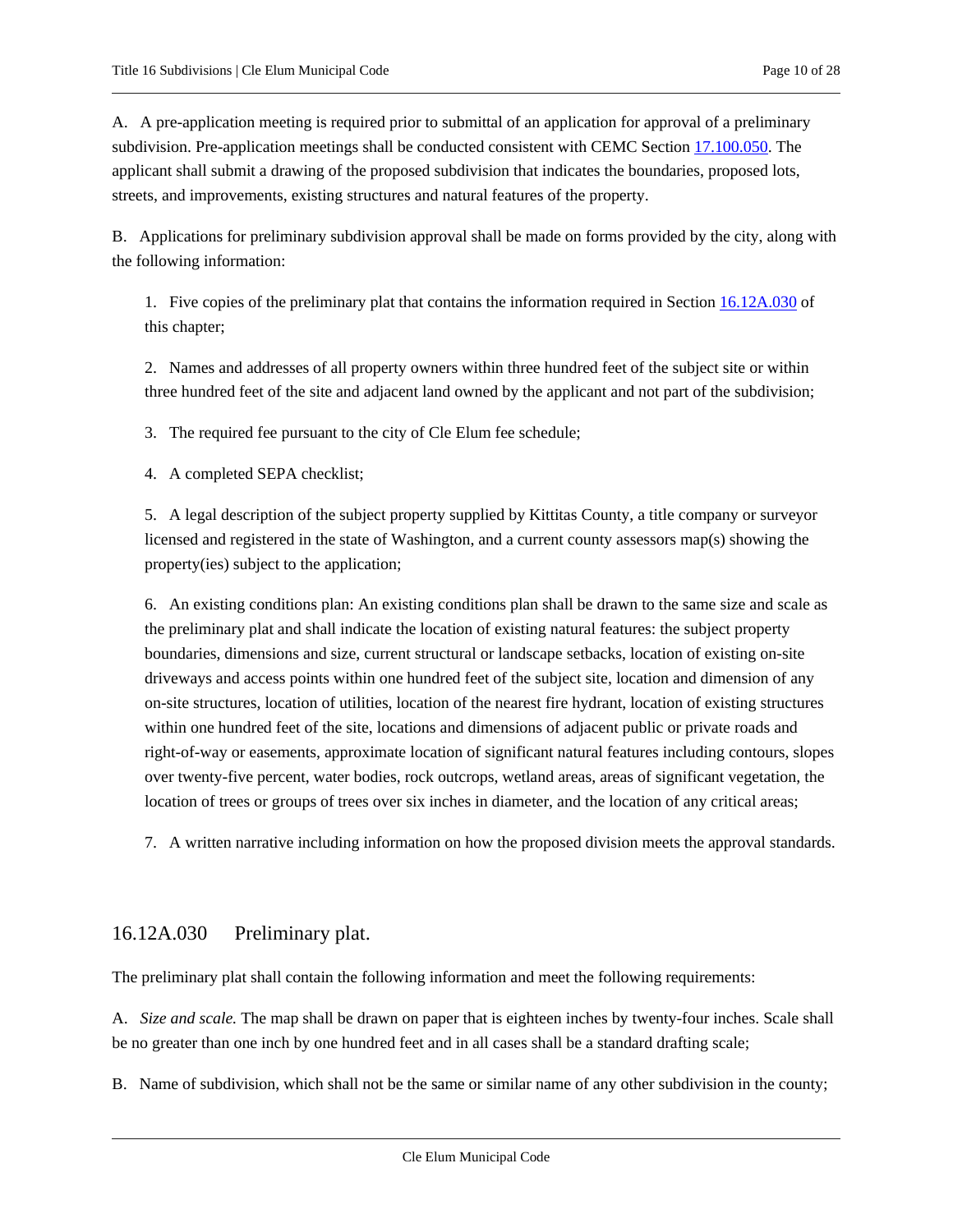A. A pre-application meeting is required prior to submittal of an application for approval of a preliminary subdivision. Pre-application meetings shall be conducted consistent with CEMC Section 17.100.050. The applicant shall submit a drawing of the proposed subdivision that indicates the boundaries, proposed lots, streets, and improvements, existing structures and natural features of the property.

B. Applications for preliminary subdivision approval shall be made on forms provided by the city, along with the following information:

1. Five copies of the preliminary plat that contains the information required in Section 16.12A.030 of this chapter;

2. Names and addresses of all property owners within three hundred feet of the subject site or within three hundred feet of the site and adjacent land owned by the applicant and not part of the subdivision;

3. The required fee pursuant to the city of Cle Elum fee schedule;

4. A completed SEPA checklist;

5. A legal description of the subject property supplied by Kittitas County, a title company or surveyor licensed and registered in the state of Washington, and a current county assessors map(s) showing the property(ies) subject to the application;

6. An existing conditions plan: An existing conditions plan shall be drawn to the same size and scale as the preliminary plat and shall indicate the location of existing natural features: the subject property boundaries, dimensions and size, current structural or landscape setbacks, location of existing on-site driveways and access points within one hundred feet of the subject site, location and dimension of any on-site structures, location of utilities, location of the nearest fire hydrant, location of existing structures within one hundred feet of the site, locations and dimensions of adjacent public or private roads and right-of-way or easements, approximate location of significant natural features including contours, slopes over twenty-five percent, water bodies, rock outcrops, wetland areas, areas of significant vegetation, the location of trees or groups of trees over six inches in diameter, and the location of any critical areas;

7. A written narrative including information on how the proposed division meets the approval standards.

## 16.12A.030 Preliminary plat.

The preliminary plat shall contain the following information and meet the following requirements:

A. *Size and scale.* The map shall be drawn on paper that is eighteen inches by twenty-four inches. Scale shall be no greater than one inch by one hundred feet and in all cases shall be a standard drafting scale;

B. Name of subdivision, which shall not be the same or similar name of any other subdivision in the county;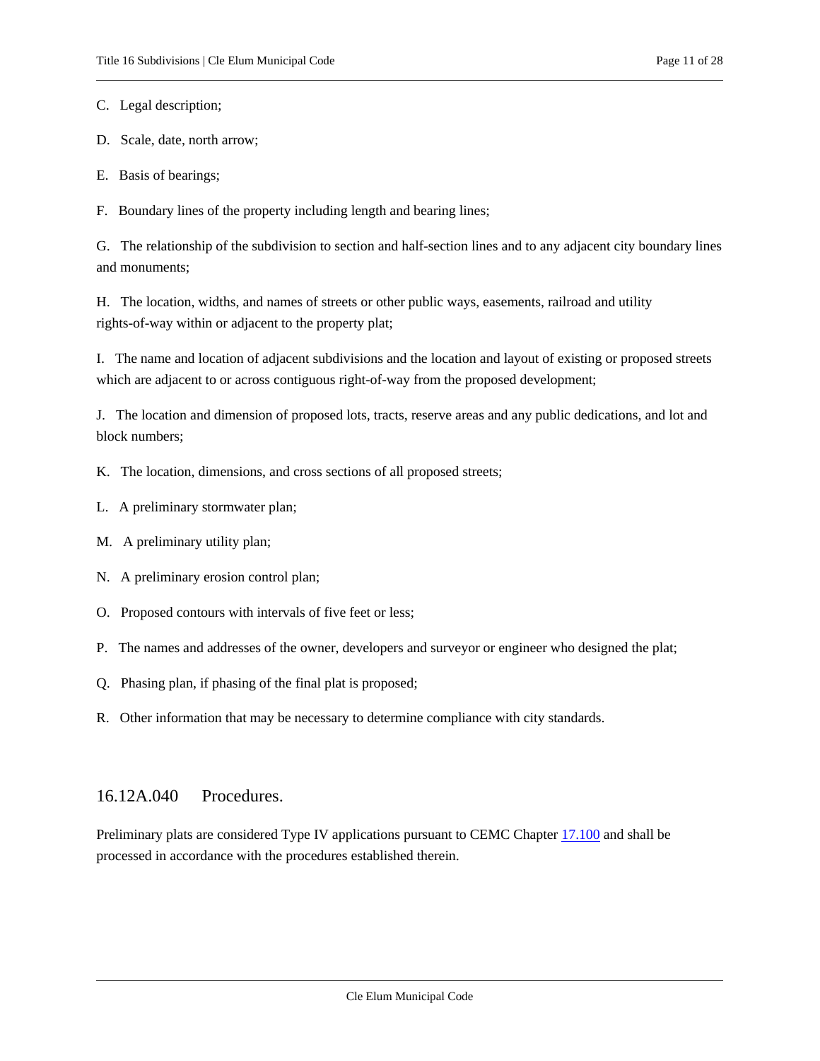C. Legal description;

D. Scale, date, north arrow;

E. Basis of bearings;

F. Boundary lines of the property including length and bearing lines;

G. The relationship of the subdivision to section and half-section lines and to any adjacent city boundary lines and monuments;

H. The location, widths, and names of streets or other public ways, easements, railroad and utility rights-of-way within or adjacent to the property plat;

I. The name and location of adjacent subdivisions and the location and layout of existing or proposed streets which are adjacent to or across contiguous right-of-way from the proposed development;

J. The location and dimension of proposed lots, tracts, reserve areas and any public dedications, and lot and block numbers;

K. The location, dimensions, and cross sections of all proposed streets;

L. A preliminary stormwater plan;

M. A preliminary utility plan;

N. A preliminary erosion control plan;

O. Proposed contours with intervals of five feet or less;

P. The names and addresses of the owner, developers and surveyor or engineer who designed the plat;

Q. Phasing plan, if phasing of the final plat is proposed;

R. Other information that may be necessary to determine compliance with city standards.

## 16.12A.040 Procedures.

Preliminary plats are considered Type IV applications pursuant to CEMC Chapter 17.100 and shall be processed in accordance with the procedures established therein.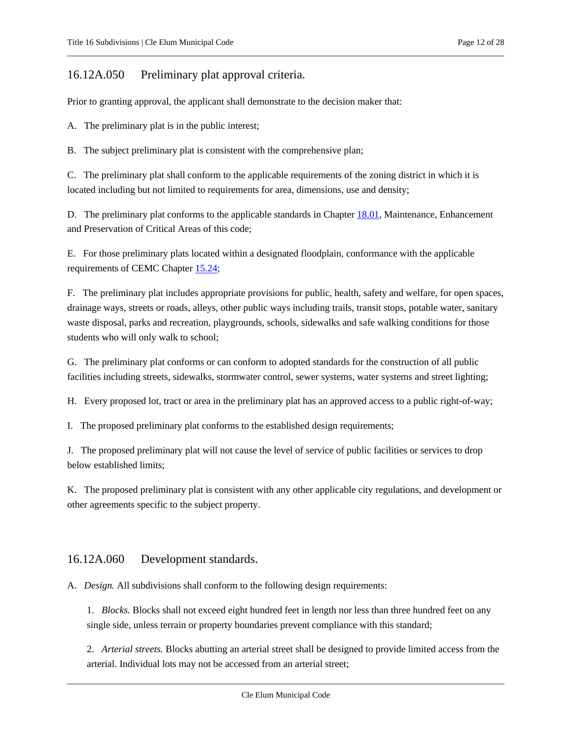## 16.12A.050 Preliminary plat approval criteria.

Prior to granting approval, the applicant shall demonstrate to the decision maker that:

A. The preliminary plat is in the public interest;

B. The subject preliminary plat is consistent with the comprehensive plan;

C. The preliminary plat shall conform to the applicable requirements of the zoning district in which it is located including but not limited to requirements for area, dimensions, use and density;

D. The preliminary plat conforms to the applicable standards in Chapter [18.01](), Maintenance, Enhancement and Preservation of Critical Areas of this code;

E. For those preliminary plats located within a designated floodplain, conformance with the applicable requirements of CEMC Chapter [15.24]();

F. The preliminary plat includes appropriate provisions for public, health, safety and welfare, for open spaces, drainage ways, streets or roads, alleys, other public ways including trails, transit stops, potable water, sanitary waste disposal, parks and recreation, playgrounds, schools, sidewalks and safe walking conditions for those students who will only walk to school;

G. The preliminary plat conforms or can conform to adopted standards for the construction of all public facilities including streets, sidewalks, stormwater control, sewer systems, water systems and street lighting;

H. Every proposed lot, tract or area in the preliminary plat has an approved access to a public right-of-way;

I. The proposed preliminary plat conforms to the established design requirements;

J. The proposed preliminary plat will not cause the level of service of public facilities or services to drop below established limits;

K. The proposed preliminary plat is consistent with any other applicable city regulations, and development or other agreements specific to the subject property.

## 16.12A.060 Development standards.

A. *Design.* All subdivisions shall conform to the following design requirements:

1. *Blocks.* Blocks shall not exceed eight hundred feet in length nor less than three hundred feet on any single side, unless terrain or property boundaries prevent compliance with this standard;

2. *Arterial streets.* Blocks abutting an arterial street shall be designed to provide limited access from the arterial. Individual lots may not be accessed from an arterial street;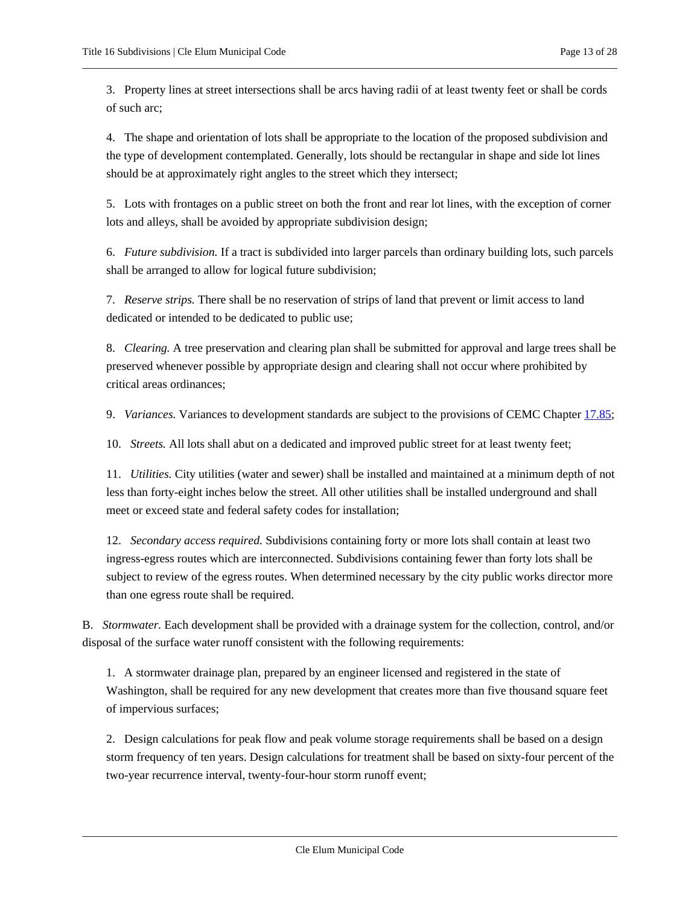3. Property lines at street intersections shall be arcs having radii of at least twenty feet or shall be cords of such arc;

4. The shape and orientation of lots shall be appropriate to the location of the proposed subdivision and the type of development contemplated. Generally, lots should be rectangular in shape and side lot lines should be at approximately right angles to the street which they intersect;

5. Lots with frontages on a public street on both the front and rear lot lines, with the exception of corner lots and alleys, shall be avoided by appropriate subdivision design;

6. *Future subdivision.* If a tract is subdivided into larger parcels than ordinary building lots, such parcels shall be arranged to allow for logical future subdivision;

7. *Reserve strips.* There shall be no reservation of strips of land that prevent or limit access to land dedicated or intended to be dedicated to public use;

8. *Clearing.* A tree preservation and clearing plan shall be submitted for approval and large trees shall be preserved whenever possible by appropriate design and clearing shall not occur where prohibited by critical areas ordinances;

9. *Variances.* Variances to development standards are subject to the provisions of CEMC Chapter 17.85;

10. *Streets.* All lots shall abut on a dedicated and improved public street for at least twenty feet;

11. *Utilities.* City utilities (water and sewer) shall be installed and maintained at a minimum depth of not less than forty-eight inches below the street. All other utilities shall be installed underground and shall meet or exceed state and federal safety codes for installation;

12. *Secondary access required.* Subdivisions containing forty or more lots shall contain at least two ingress-egress routes which are interconnected. Subdivisions containing fewer than forty lots shall be subject to review of the egress routes. When determined necessary by the city public works director more than one egress route shall be required.

B. *Stormwater.* Each development shall be provided with a drainage system for the collection, control, and/or disposal of the surface water runoff consistent with the following requirements:

1. A stormwater drainage plan, prepared by an engineer licensed and registered in the state of Washington, shall be required for any new development that creates more than five thousand square feet of impervious surfaces;

2. Design calculations for peak flow and peak volume storage requirements shall be based on a design storm frequency of ten years. Design calculations for treatment shall be based on sixty-four percent of the two-year recurrence interval, twenty-four-hour storm runoff event;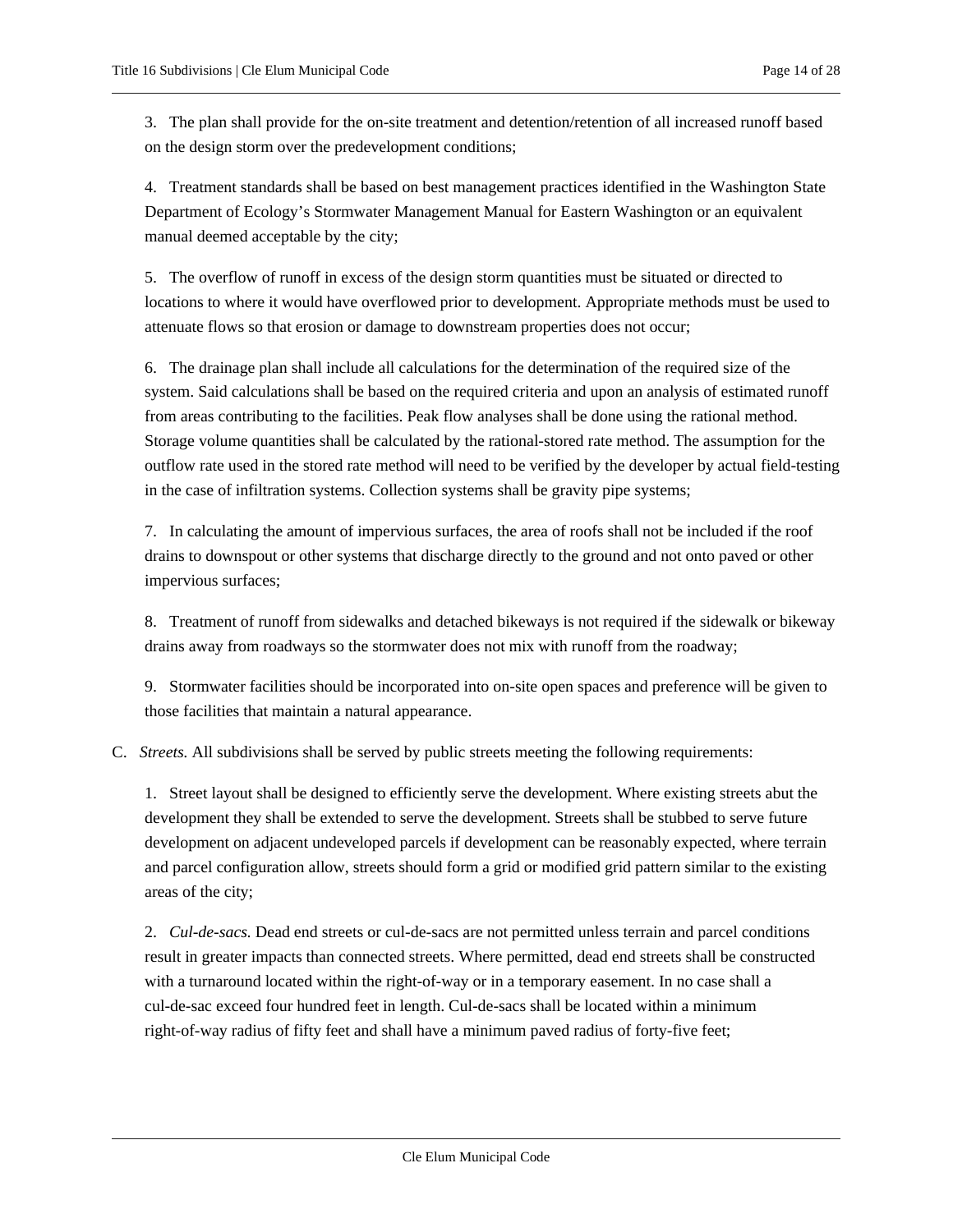3. The plan shall provide for the on-site treatment and detention/retention of all increased runoff based on the design storm over the predevelopment conditions;

4. Treatment standards shall be based on best management practices identified in the Washington State Department of Ecology's Stormwater Management Manual for Eastern Washington or an equivalent manual deemed acceptable by the city;

5. The overflow of runoff in excess of the design storm quantities must be situated or directed to locations to where it would have overflowed prior to development. Appropriate methods must be used to attenuate flows so that erosion or damage to downstream properties does not occur;

6. The drainage plan shall include all calculations for the determination of the required size of the system. Said calculations shall be based on the required criteria and upon an analysis of estimated runoff from areas contributing to the facilities. Peak flow analyses shall be done using the rational method. Storage volume quantities shall be calculated by the rational-stored rate method. The assumption for the outflow rate used in the stored rate method will need to be verified by the developer by actual field-testing in the case of infiltration systems. Collection systems shall be gravity pipe systems;

7. In calculating the amount of impervious surfaces, the area of roofs shall not be included if the roof drains to downspout or other systems that discharge directly to the ground and not onto paved or other impervious surfaces;

8. Treatment of runoff from sidewalks and detached bikeways is not required if the sidewalk or bikeway drains away from roadways so the stormwater does not mix with runoff from the roadway;

9. Stormwater facilities should be incorporated into on-site open spaces and preference will be given to those facilities that maintain a natural appearance.

C. *Streets.* All subdivisions shall be served by public streets meeting the following requirements:

1. Street layout shall be designed to efficiently serve the development. Where existing streets abut the development they shall be extended to serve the development. Streets shall be stubbed to serve future development on adjacent undeveloped parcels if development can be reasonably expected, where terrain and parcel configuration allow, streets should form a grid or modified grid pattern similar to the existing areas of the city;

2. *Cul-de-sacs.* Dead end streets or cul-de-sacs are not permitted unless terrain and parcel conditions result in greater impacts than connected streets. Where permitted, dead end streets shall be constructed with a turnaround located within the right-of-way or in a temporary easement. In no case shall a cul-de-sac exceed four hundred feet in length. Cul-de-sacs shall be located within a minimum right-of-way radius of fifty feet and shall have a minimum paved radius of forty-five feet;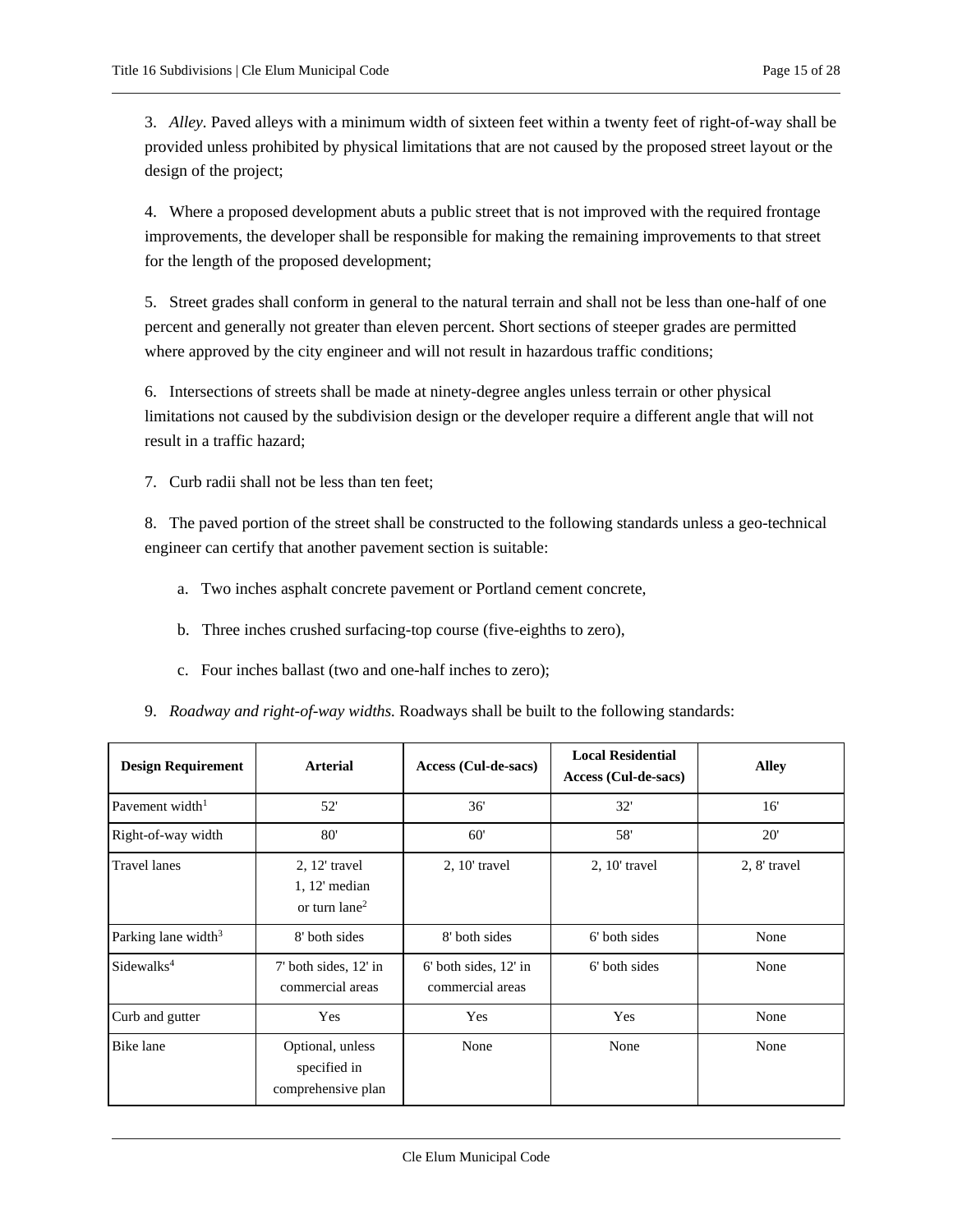3. *Alley.* Paved alleys with a minimum width of sixteen feet within a twenty feet of right-of-way shall be provided unless prohibited by physical limitations that are not caused by the proposed street layout or the design of the project;

4. Where a proposed development abuts a public street that is not improved with the required frontage improvements, the developer shall be responsible for making the remaining improvements to that street for the length of the proposed development;

5. Street grades shall conform in general to the natural terrain and shall not be less than one-half of one percent and generally not greater than eleven percent. Short sections of steeper grades are permitted where approved by the city engineer and will not result in hazardous traffic conditions;

6. Intersections of streets shall be made at ninety-degree angles unless terrain or other physical limitations not caused by the subdivision design or the developer require a different angle that will not result in a traffic hazard;

7. Curb radii shall not be less than ten feet;

8. The paved portion of the street shall be constructed to the following standards unless a geo-technical engineer can certify that another pavement section is suitable:

   a. Two inches asphalt concrete pavement or Portland cement concrete,

   b. Three inches crushed surfacing-top course (five-eighths to zero),

   c. Four inches ballast (two and one-half inches to zero);

9. *Roadway and right-of-way widths.* Roadways shall be built to the following standards:

| Design Requirement | Arterial | Access (Cul-de-sacs) | Local Residential Access (Cul-de-sacs) | Alley |
|---|---|---|---|---|
| Pavement width[1] | 52' | 36' | 32' | 16' |
| Right-of-way width | 80' | 60' | 58' | 20' |
| Travel lanes | 2, 12' travel 1, 12' median or turn lane[2] | 2, 10' travel | 2, 10' travel | 2, 8' travel |
| Parking lane width[3] | 8' both sides | 8' both sides | 6' both sides | None |
| Sidewalks[4] | 7' both sides, 12' in commercial areas | 6' both sides, 12' in commercial areas | 6' both sides | None |
| Curb and gutter | Yes | Yes | Yes | None |
| Bike lane | Optional, unless specified in comprehensive plan | None | None | None |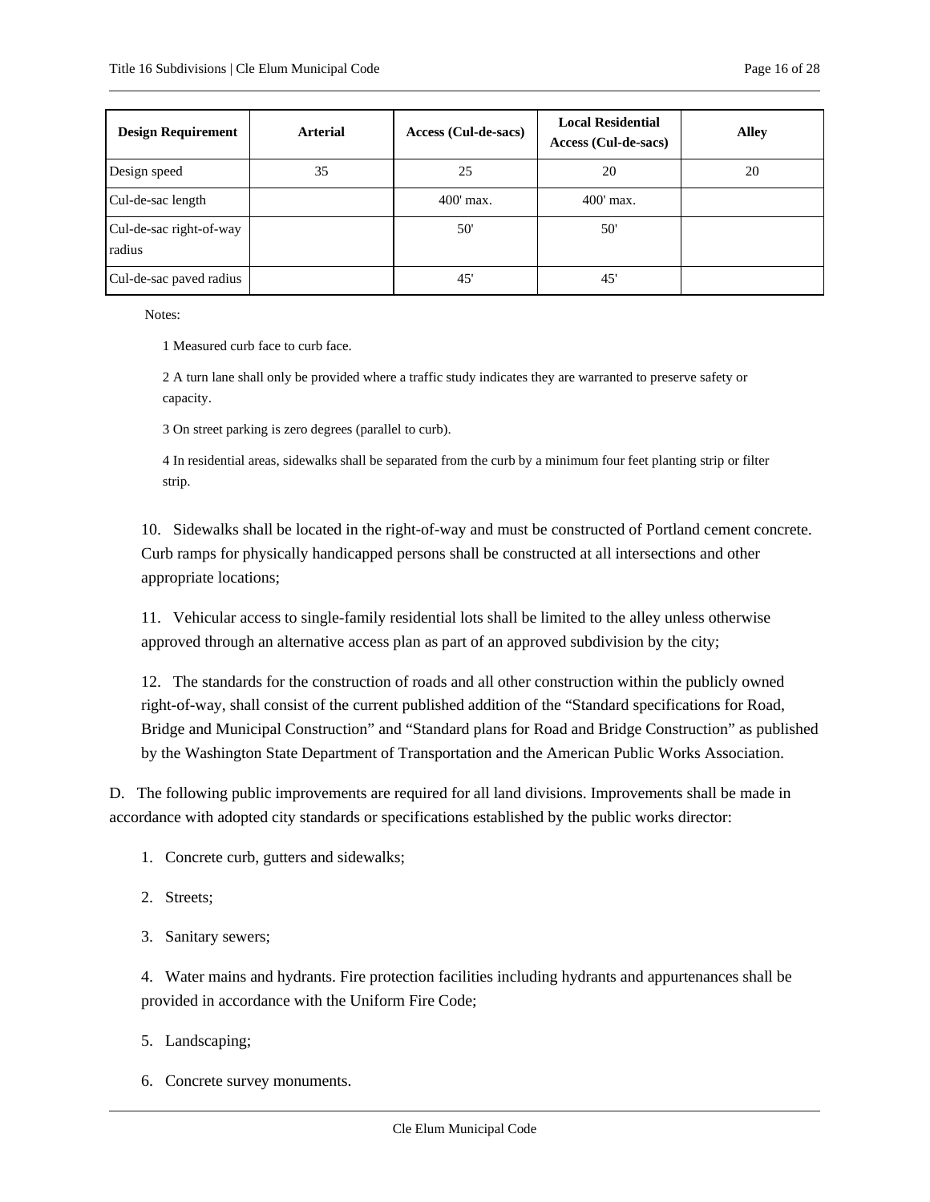| Design Requirement | Arterial | Access (Cul-de-sacs) | Local Residential Access (Cul-de-sacs) | Alley |
|---|---|---|---|---|
| Design speed | 35 | 25 | 20 | 20 |
| Cul-de-sac length | | 400' max. | 400' max. | |
| Cul-de-sac right-of-way radius | | 50' | 50' | |
| Cul-de-sac paved radius | | 45' | 45' | |

Notes:

1 Measured curb face to curb face.

2 A turn lane shall only be provided where a traffic study indicates they are warranted to preserve safety or capacity.

3 On street parking is zero degrees (parallel to curb).

4 In residential areas, sidewalks shall be separated from the curb by a minimum four feet planting strip or filter strip.

10. Sidewalks shall be located in the right-of-way and must be constructed of Portland cement concrete. Curb ramps for physically handicapped persons shall be constructed at all intersections and other appropriate locations;

11. Vehicular access to single-family residential lots shall be limited to the alley unless otherwise approved through an alternative access plan as part of an approved subdivision by the city;

12. The standards for the construction of roads and all other construction within the publicly owned right-of-way, shall consist of the current published addition of the "Standard specifications for Road, Bridge and Municipal Construction" and "Standard plans for Road and Bridge Construction" as published by the Washington State Department of Transportation and the American Public Works Association.

D. The following public improvements are required for all land divisions. Improvements shall be made in accordance with adopted city standards or specifications established by the public works director:

1. Concrete curb, gutters and sidewalks;

2. Streets;

3. Sanitary sewers;

4. Water mains and hydrants. Fire protection facilities including hydrants and appurtenances shall be provided in accordance with the Uniform Fire Code;

5. Landscaping;

6. Concrete survey monuments.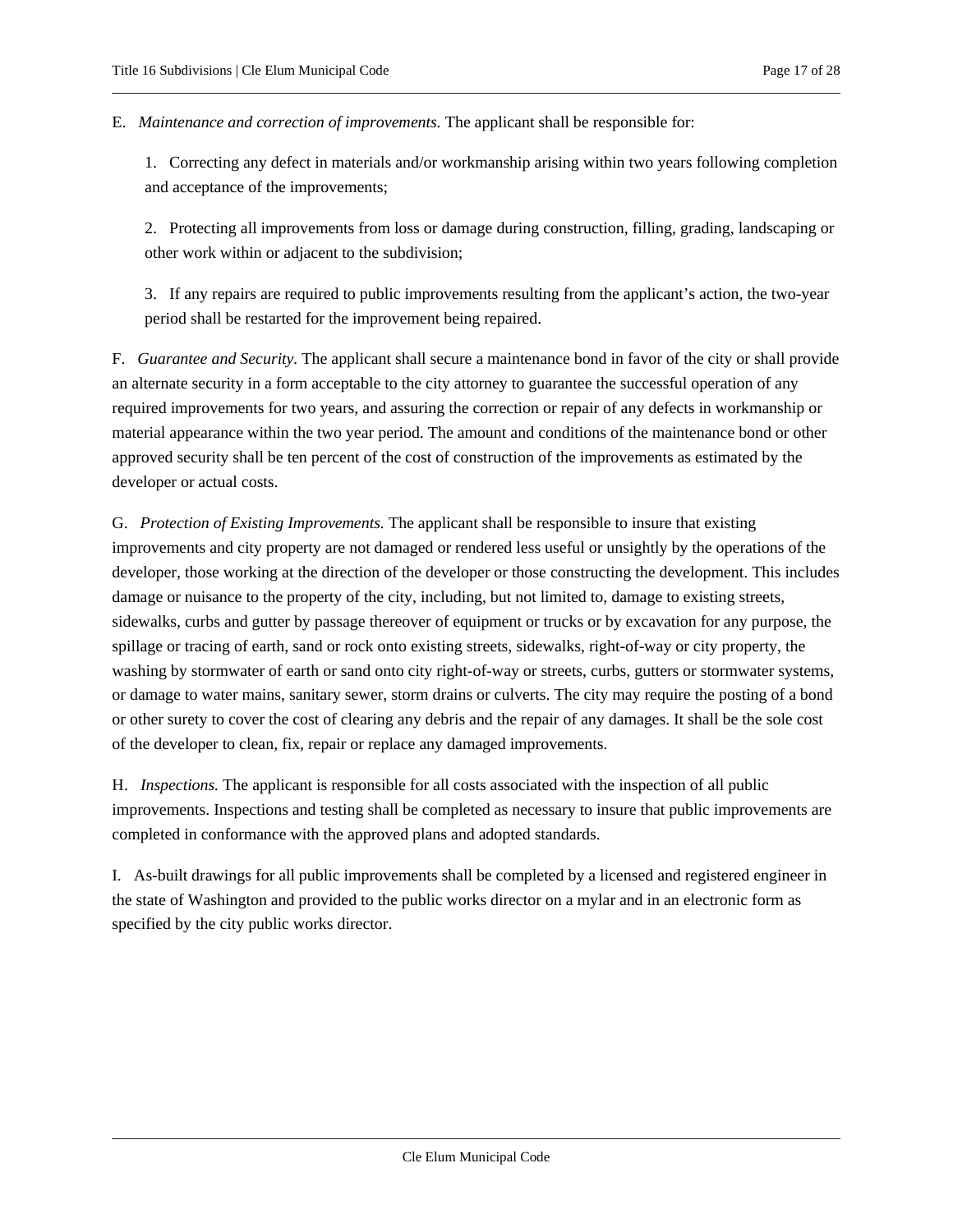E. *Maintenance and correction of improvements.* The applicant shall be responsible for:

1. Correcting any defect in materials and/or workmanship arising within two years following completion and acceptance of the improvements;

2. Protecting all improvements from loss or damage during construction, filling, grading, landscaping or other work within or adjacent to the subdivision;

3. If any repairs are required to public improvements resulting from the applicant's action, the two-year period shall be restarted for the improvement being repaired.

F. *Guarantee and Security.* The applicant shall secure a maintenance bond in favor of the city or shall provide an alternate security in a form acceptable to the city attorney to guarantee the successful operation of any required improvements for two years, and assuring the correction or repair of any defects in workmanship or material appearance within the two year period. The amount and conditions of the maintenance bond or other approved security shall be ten percent of the cost of construction of the improvements as estimated by the developer or actual costs.

G. *Protection of Existing Improvements.* The applicant shall be responsible to insure that existing improvements and city property are not damaged or rendered less useful or unsightly by the operations of the developer, those working at the direction of the developer or those constructing the development. This includes damage or nuisance to the property of the city, including, but not limited to, damage to existing streets, sidewalks, curbs and gutter by passage thereover of equipment or trucks or by excavation for any purpose, the spillage or tracing of earth, sand or rock onto existing streets, sidewalks, right-of-way or city property, the washing by stormwater of earth or sand onto city right-of-way or streets, curbs, gutters or stormwater systems, or damage to water mains, sanitary sewer, storm drains or culverts. The city may require the posting of a bond or other surety to cover the cost of clearing any debris and the repair of any damages. It shall be the sole cost of the developer to clean, fix, repair or replace any damaged improvements.

H. *Inspections.* The applicant is responsible for all costs associated with the inspection of all public improvements. Inspections and testing shall be completed as necessary to insure that public improvements are completed in conformance with the approved plans and adopted standards.

I. As-built drawings for all public improvements shall be completed by a licensed and registered engineer in the state of Washington and provided to the public works director on a mylar and in an electronic form as specified by the city public works director.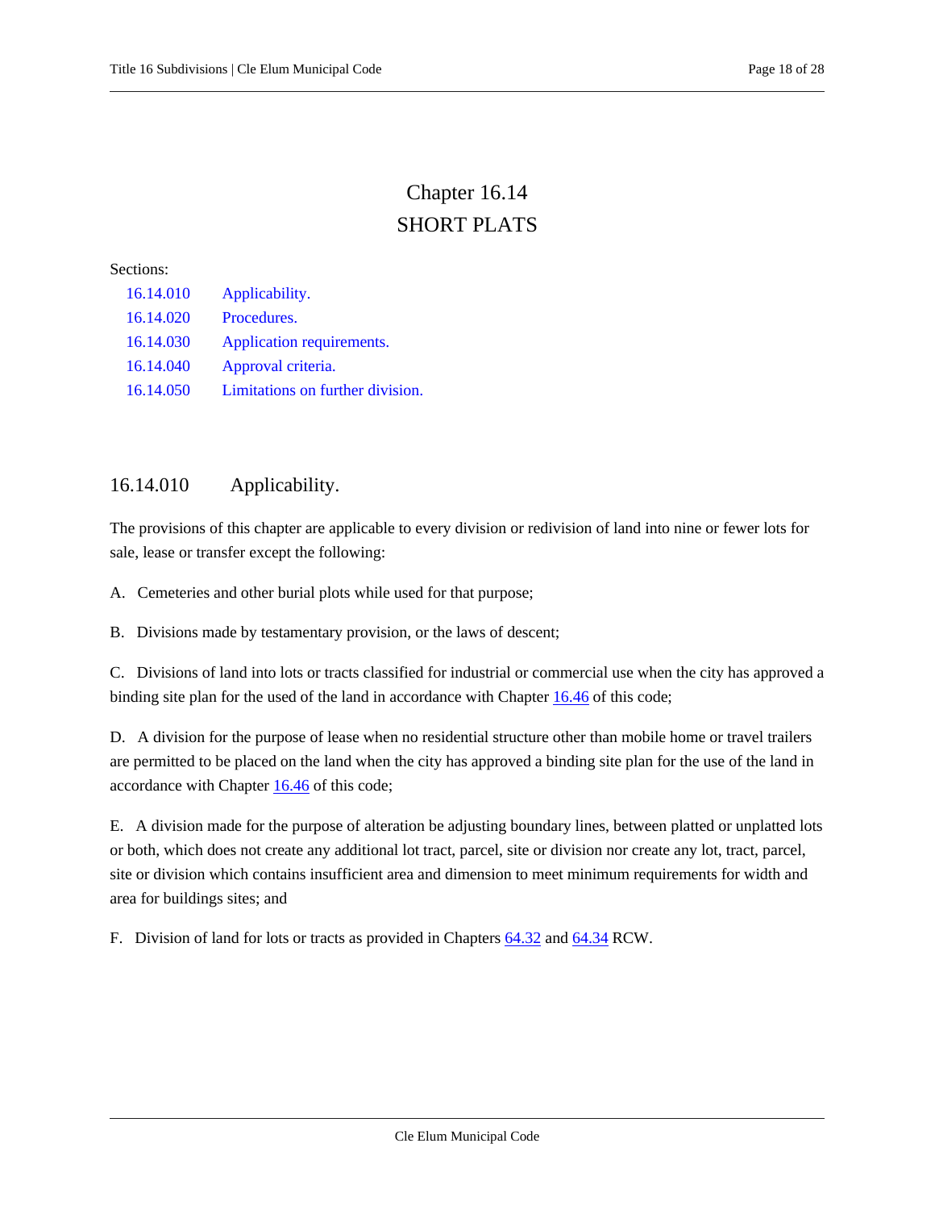# Chapter 16.14
# SHORT PLATS

Sections:

- 16.14.010 Applicability.
- 16.14.020 Procedures.
- 16.14.030 Application requirements.
- 16.14.040 Approval criteria.
- 16.14.050 Limitations on further division.

## 16.14.010 Applicability.

The provisions of this chapter are applicable to every division or redivision of land into nine or fewer lots for sale, lease or transfer except the following:

A. Cemeteries and other burial plots while used for that purpose;

B. Divisions made by testamentary provision, or the laws of descent;

C. Divisions of land into lots or tracts classified for industrial or commercial use when the city has approved a binding site plan for the used of the land in accordance with Chapter 16.46 of this code;

D. A division for the purpose of lease when no residential structure other than mobile home or travel trailers are permitted to be placed on the land when the city has approved a binding site plan for the use of the land in accordance with Chapter 16.46 of this code;

E. A division made for the purpose of alteration be adjusting boundary lines, between platted or unplatted lots or both, which does not create any additional lot tract, parcel, site or division nor create any lot, tract, parcel, site or division which contains insufficient area and dimension to meet minimum requirements for width and area for buildings sites; and

F. Division of land for lots or tracts as provided in Chapters 64.32 and 64.34 RCW.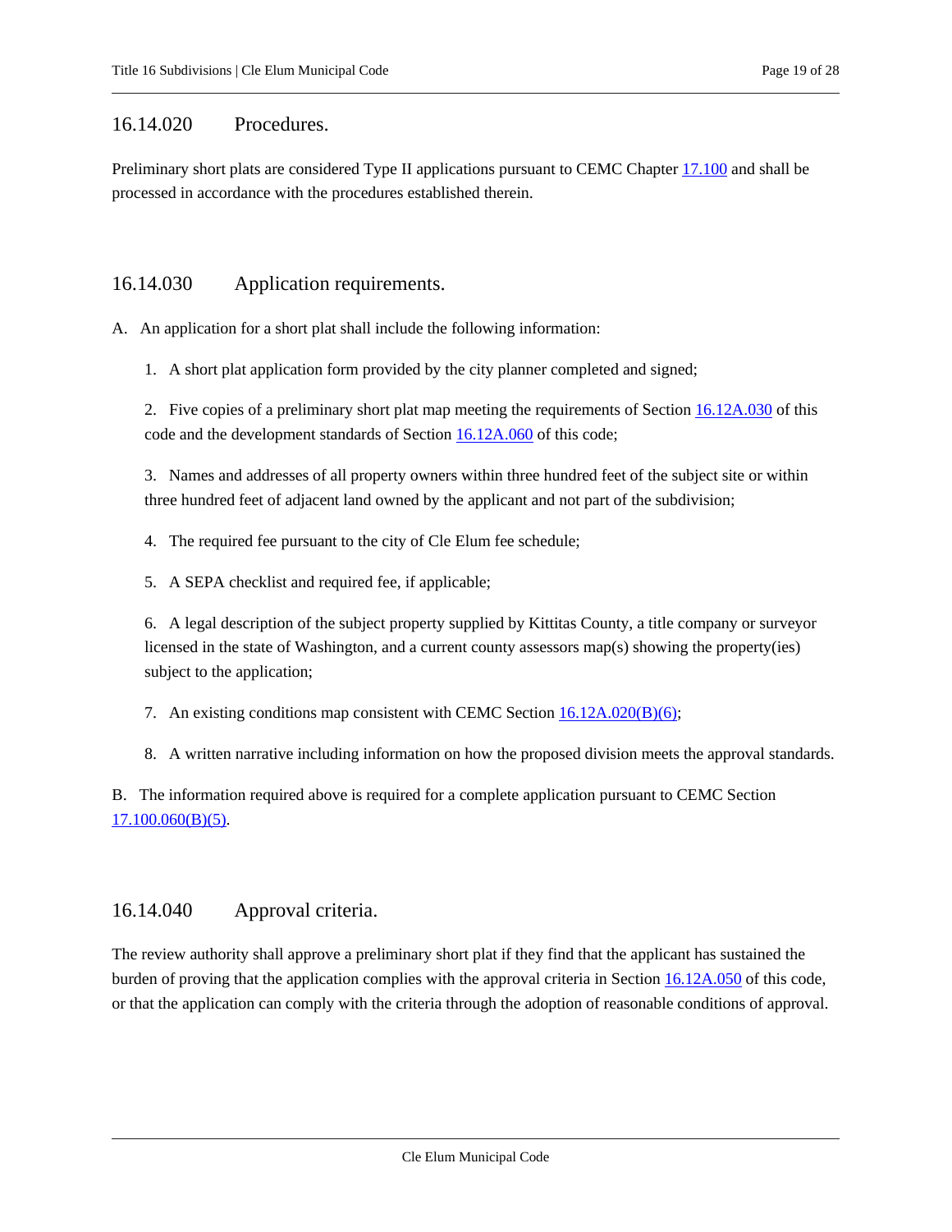## 16.14.020 Procedures.

Preliminary short plats are considered Type II applications pursuant to CEMC Chapter 17.100 and shall be processed in accordance with the procedures established therein.

## 16.14.030 Application requirements.

A. An application for a short plat shall include the following information:

1. A short plat application form provided by the city planner completed and signed;

2. Five copies of a preliminary short plat map meeting the requirements of Section 16.12A.030 of this code and the development standards of Section 16.12A.060 of this code;

3. Names and addresses of all property owners within three hundred feet of the subject site or within three hundred feet of adjacent land owned by the applicant and not part of the subdivision;

4. The required fee pursuant to the city of Cle Elum fee schedule;

5. A SEPA checklist and required fee, if applicable;

6. A legal description of the subject property supplied by Kittitas County, a title company or surveyor licensed in the state of Washington, and a current county assessors map(s) showing the property(ies) subject to the application;

7. An existing conditions map consistent with CEMC Section 16.12A.020(B)(6);

8. A written narrative including information on how the proposed division meets the approval standards.

B. The information required above is required for a complete application pursuant to CEMC Section 17.100.060(B)(5).

## 16.14.040 Approval criteria.

The review authority shall approve a preliminary short plat if they find that the applicant has sustained the burden of proving that the application complies with the approval criteria in Section 16.12A.050 of this code, or that the application can comply with the criteria through the adoption of reasonable conditions of approval.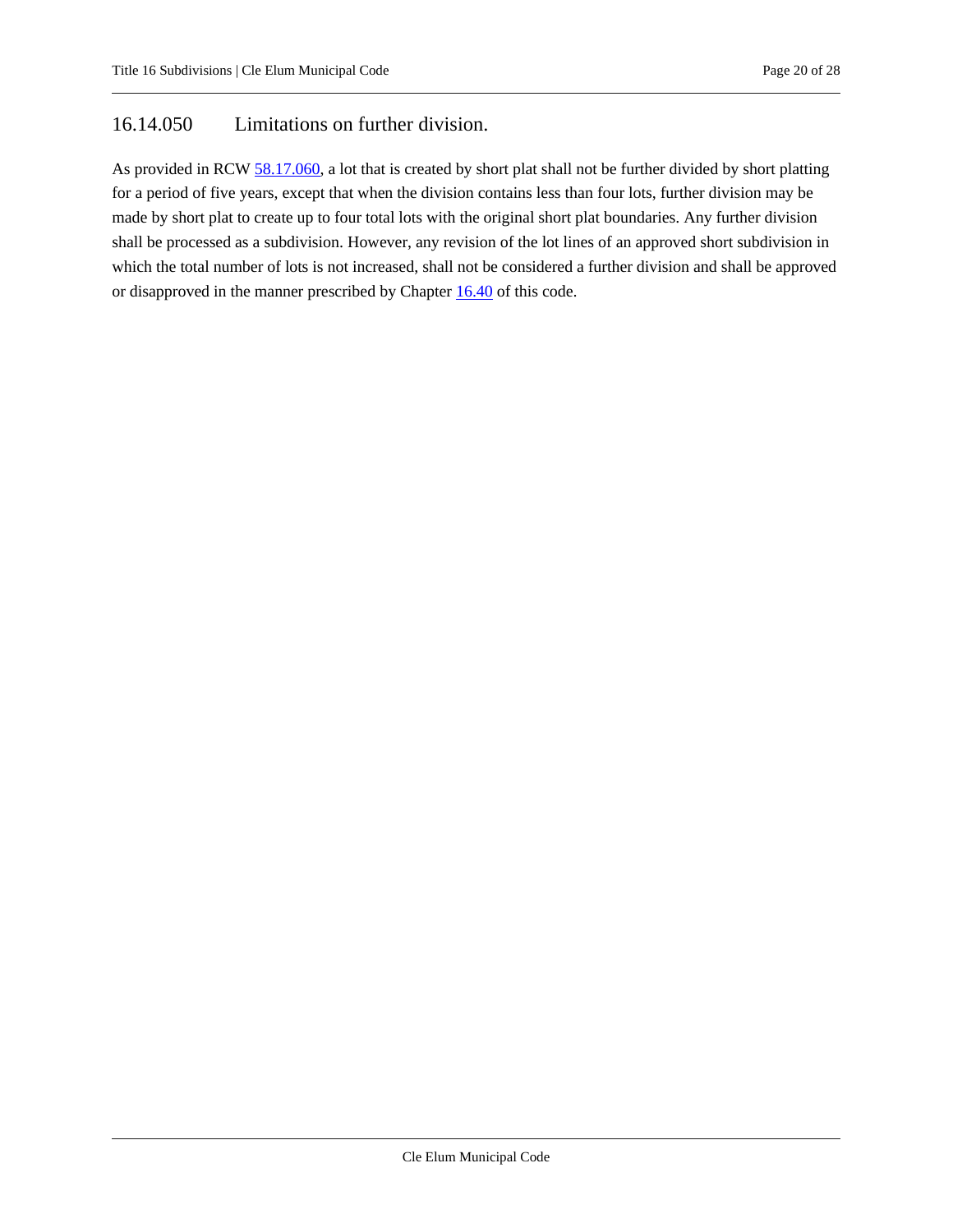## 16.14.050 Limitations on further division.

As provided in RCW 58.17.060, a lot that is created by short plat shall not be further divided by short platting for a period of five years, except that when the division contains less than four lots, further division may be made by short plat to create up to four total lots with the original short plat boundaries. Any further division shall be processed as a subdivision. However, any revision of the lot lines of an approved short subdivision in which the total number of lots is not increased, shall not be considered a further division and shall be approved or disapproved in the manner prescribed by Chapter 16.40 of this code.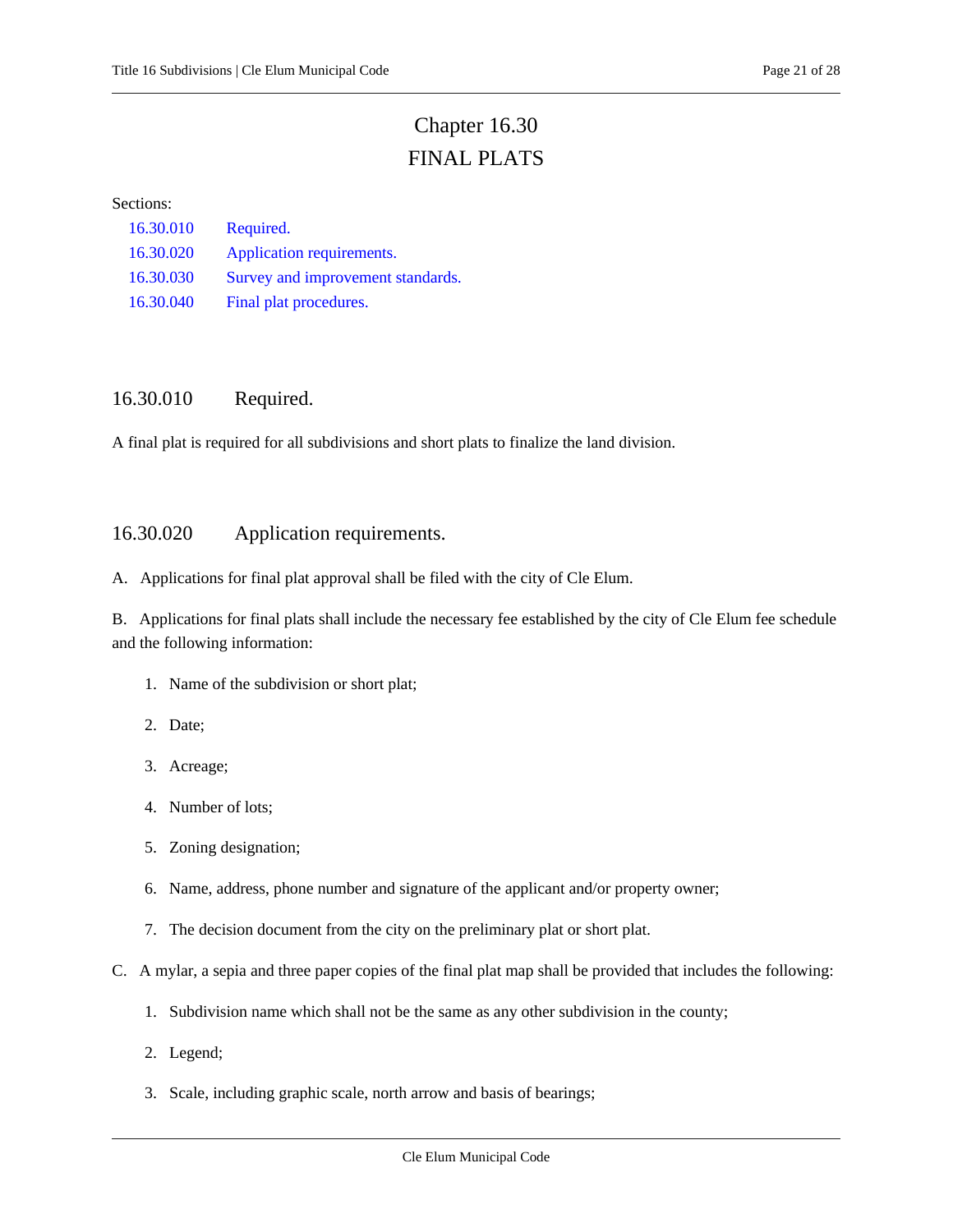# Chapter 16.30
# FINAL PLATS

Sections:

| | |
|---|---|
| 16.30.010 | Required. |
| 16.30.020 | Application requirements. |
| 16.30.030 | Survey and improvement standards. |
| 16.30.040 | Final plat procedures. |

## 16.30.010 Required.

A final plat is required for all subdivisions and short plats to finalize the land division.

## 16.30.020 Application requirements.

A. Applications for final plat approval shall be filed with the city of Cle Elum.

B. Applications for final plats shall include the necessary fee established by the city of Cle Elum fee schedule and the following information:

1. Name of the subdivision or short plat;
2. Date;
3. Acreage;
4. Number of lots;
5. Zoning designation;
6. Name, address, phone number and signature of the applicant and/or property owner;
7. The decision document from the city on the preliminary plat or short plat.

C. A mylar, a sepia and three paper copies of the final plat map shall be provided that includes the following:

1. Subdivision name which shall not be the same as any other subdivision in the county;
2. Legend;
3. Scale, including graphic scale, north arrow and basis of bearings;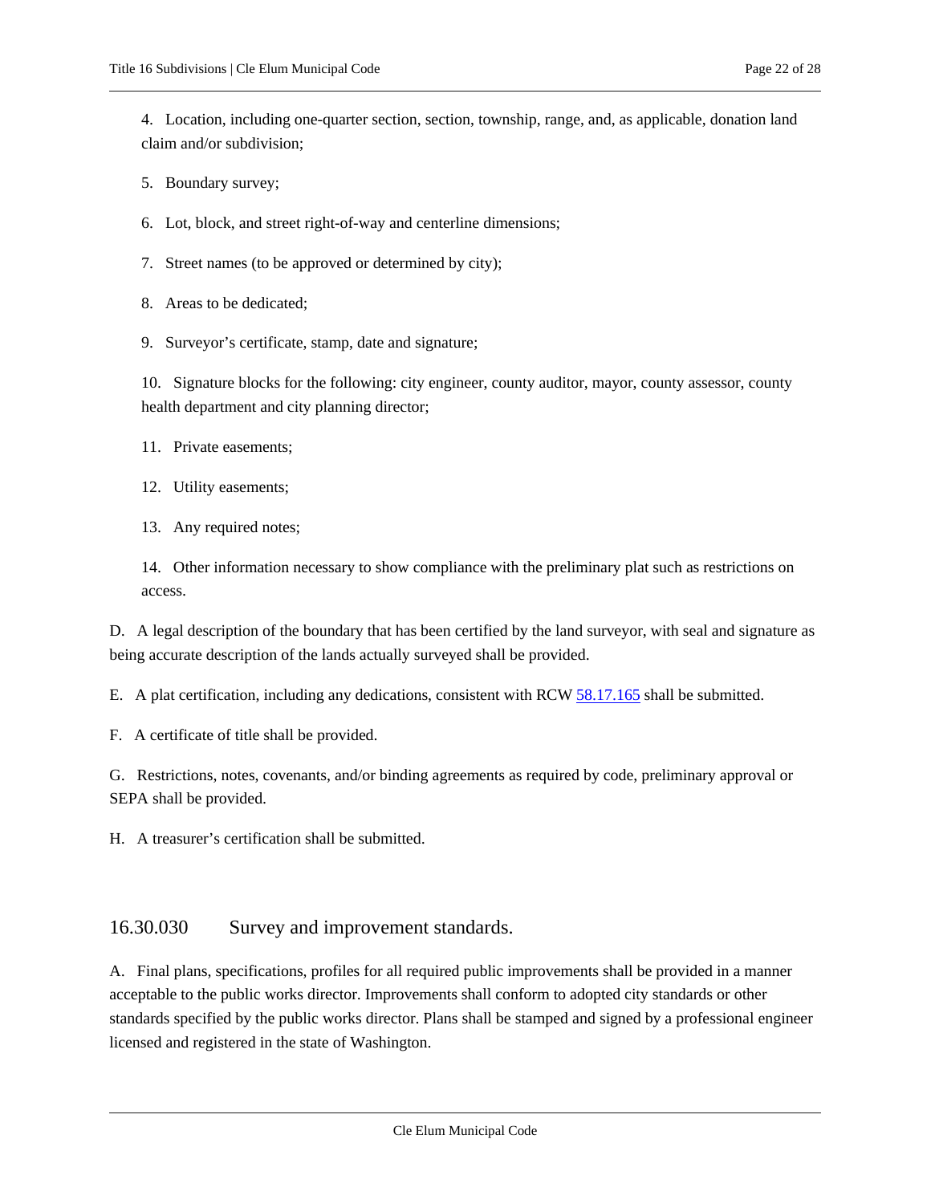4. Location, including one-quarter section, section, township, range, and, as applicable, donation land claim and/or subdivision;

5. Boundary survey;

6. Lot, block, and street right-of-way and centerline dimensions;

7. Street names (to be approved or determined by city);

8. Areas to be dedicated;

9. Surveyor's certificate, stamp, date and signature;

10. Signature blocks for the following: city engineer, county auditor, mayor, county assessor, county health department and city planning director;

11. Private easements;

12. Utility easements;

13. Any required notes;

14. Other information necessary to show compliance with the preliminary plat such as restrictions on access.

D. A legal description of the boundary that has been certified by the land surveyor, with seal and signature as being accurate description of the lands actually surveyed shall be provided.

E. A plat certification, including any dedications, consistent with RCW 58.17.165 shall be submitted.

F. A certificate of title shall be provided.

G. Restrictions, notes, covenants, and/or binding agreements as required by code, preliminary approval or SEPA shall be provided.

H. A treasurer's certification shall be submitted.

## 16.30.030 Survey and improvement standards.

A. Final plans, specifications, profiles for all required public improvements shall be provided in a manner acceptable to the public works director. Improvements shall conform to adopted city standards or other standards specified by the public works director. Plans shall be stamped and signed by a professional engineer licensed and registered in the state of Washington.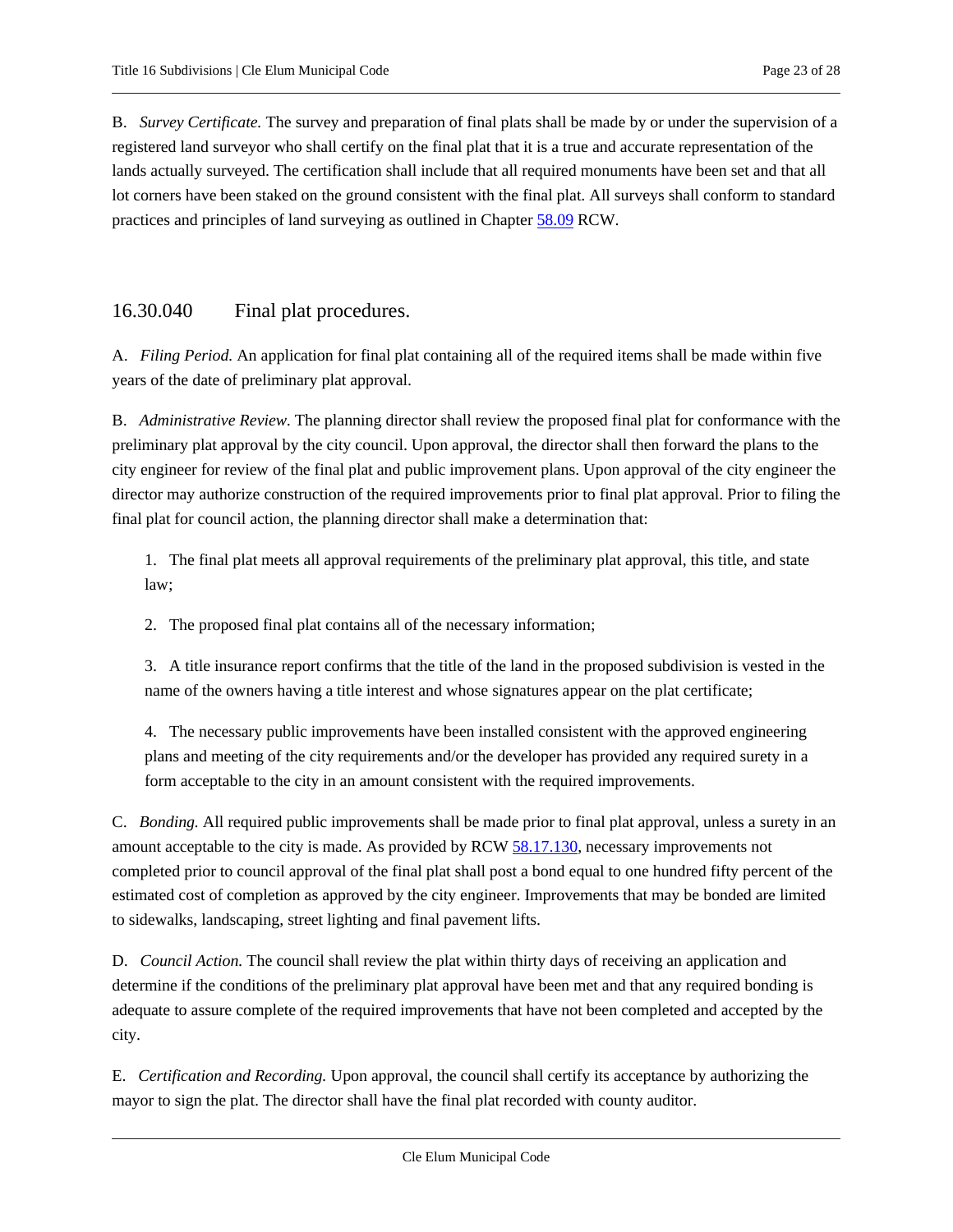B. *Survey Certificate.* The survey and preparation of final plats shall be made by or under the supervision of a registered land surveyor who shall certify on the final plat that it is a true and accurate representation of the lands actually surveyed. The certification shall include that all required monuments have been set and that all lot corners have been staked on the ground consistent with the final plat. All surveys shall conform to standard practices and principles of land surveying as outlined in Chapter 58.09 RCW.

## 16.30.040 Final plat procedures.

A. *Filing Period.* An application for final plat containing all of the required items shall be made within five years of the date of preliminary plat approval.

B. *Administrative Review.* The planning director shall review the proposed final plat for conformance with the preliminary plat approval by the city council. Upon approval, the director shall then forward the plans to the city engineer for review of the final plat and public improvement plans. Upon approval of the city engineer the director may authorize construction of the required improvements prior to final plat approval. Prior to filing the final plat for council action, the planning director shall make a determination that:

1. The final plat meets all approval requirements of the preliminary plat approval, this title, and state law;

2. The proposed final plat contains all of the necessary information;

3. A title insurance report confirms that the title of the land in the proposed subdivision is vested in the name of the owners having a title interest and whose signatures appear on the plat certificate;

4. The necessary public improvements have been installed consistent with the approved engineering plans and meeting of the city requirements and/or the developer has provided any required surety in a form acceptable to the city in an amount consistent with the required improvements.

C. *Bonding.* All required public improvements shall be made prior to final plat approval, unless a surety in an amount acceptable to the city is made. As provided by RCW 58.17.130, necessary improvements not completed prior to council approval of the final plat shall post a bond equal to one hundred fifty percent of the estimated cost of completion as approved by the city engineer. Improvements that may be bonded are limited to sidewalks, landscaping, street lighting and final pavement lifts.

D. *Council Action.* The council shall review the plat within thirty days of receiving an application and determine if the conditions of the preliminary plat approval have been met and that any required bonding is adequate to assure complete of the required improvements that have not been completed and accepted by the city.

E. *Certification and Recording.* Upon approval, the council shall certify its acceptance by authorizing the mayor to sign the plat. The director shall have the final plat recorded with county auditor.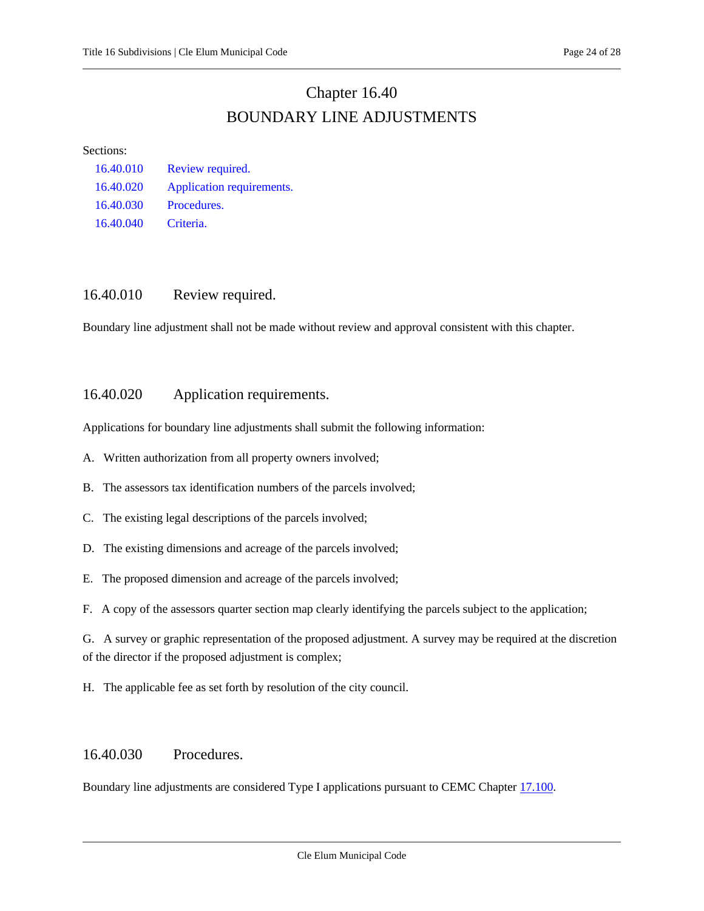# Chapter 16.40
# BOUNDARY LINE ADJUSTMENTS

Sections:

- 16.40.010 Review required.
- 16.40.020 Application requirements.
- 16.40.030 Procedures.
- 16.40.040 Criteria.

## 16.40.010 Review required.

Boundary line adjustment shall not be made without review and approval consistent with this chapter.

## 16.40.020 Application requirements.

Applications for boundary line adjustments shall submit the following information:

A. Written authorization from all property owners involved;

B. The assessors tax identification numbers of the parcels involved;

C. The existing legal descriptions of the parcels involved;

D. The existing dimensions and acreage of the parcels involved;

E. The proposed dimension and acreage of the parcels involved;

F. A copy of the assessors quarter section map clearly identifying the parcels subject to the application;

G. A survey or graphic representation of the proposed adjustment. A survey may be required at the discretion of the director if the proposed adjustment is complex;

H. The applicable fee as set forth by resolution of the city council.

## 16.40.030 Procedures.

Boundary line adjustments are considered Type I applications pursuant to CEMC Chapter 17.100.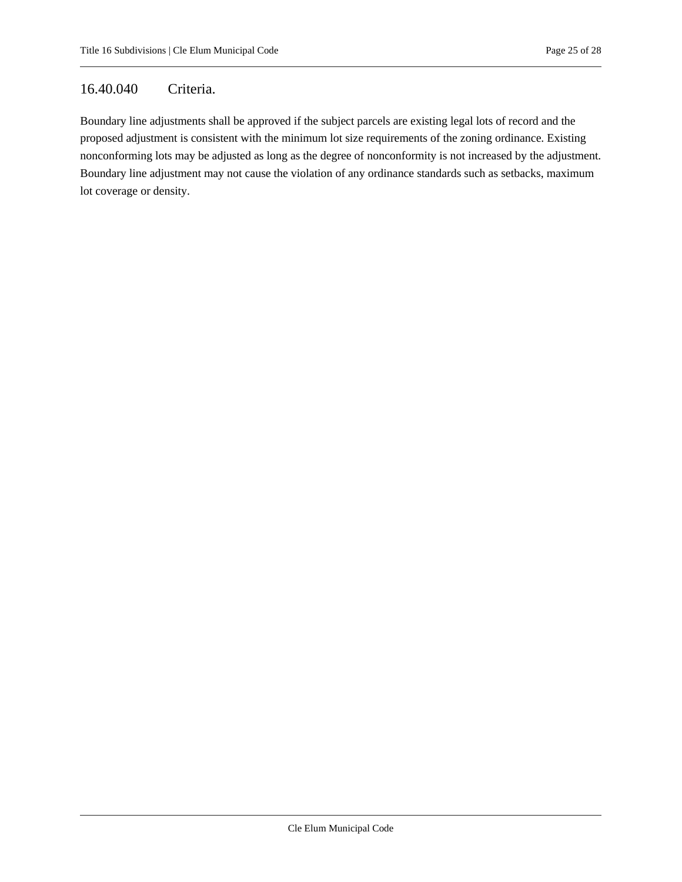## 16.40.040 Criteria.

Boundary line adjustments shall be approved if the subject parcels are existing legal lots of record and the proposed adjustment is consistent with the minimum lot size requirements of the zoning ordinance. Existing nonconforming lots may be adjusted as long as the degree of nonconformity is not increased by the adjustment. Boundary line adjustment may not cause the violation of any ordinance standards such as setbacks, maximum lot coverage or density.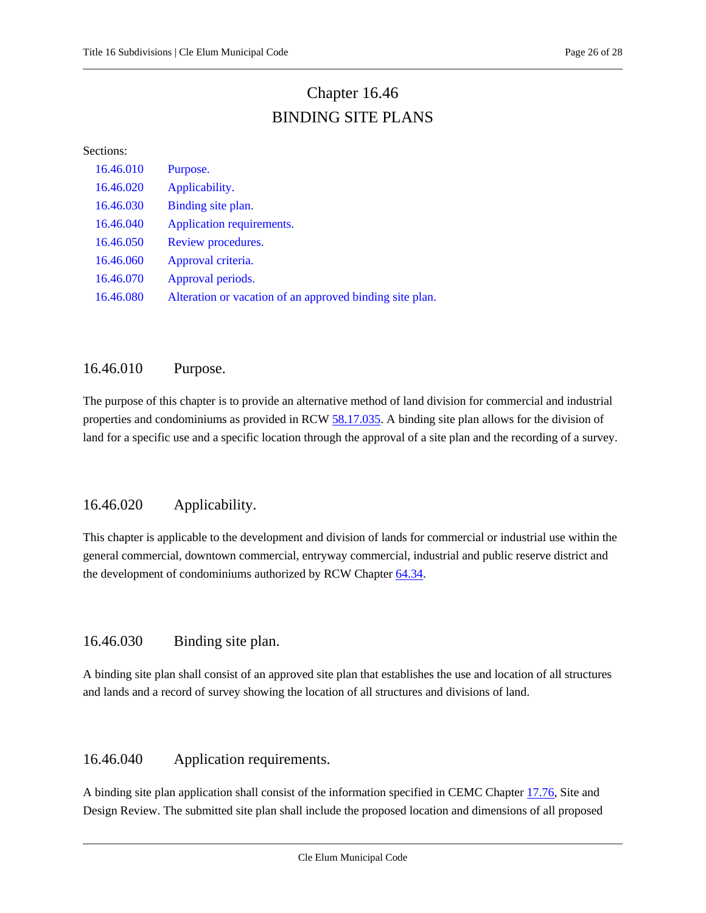# Chapter 16.46
# BINDING SITE PLANS

Sections:

16.46.010 Purpose.
16.46.020 Applicability.
16.46.030 Binding site plan.
16.46.040 Application requirements.
16.46.050 Review procedures.
16.46.060 Approval criteria.
16.46.070 Approval periods.
16.46.080 Alteration or vacation of an approved binding site plan.

## 16.46.010 Purpose.

The purpose of this chapter is to provide an alternative method of land division for commercial and industrial properties and condominiums as provided in RCW 58.17.035. A binding site plan allows for the division of land for a specific use and a specific location through the approval of a site plan and the recording of a survey.

## 16.46.020 Applicability.

This chapter is applicable to the development and division of lands for commercial or industrial use within the general commercial, downtown commercial, entryway commercial, industrial and public reserve district and the development of condominiums authorized by RCW Chapter 64.34.

## 16.46.030 Binding site plan.

A binding site plan shall consist of an approved site plan that establishes the use and location of all structures and lands and a record of survey showing the location of all structures and divisions of land.

## 16.46.040 Application requirements.

A binding site plan application shall consist of the information specified in CEMC Chapter 17.76, Site and Design Review. The submitted site plan shall include the proposed location and dimensions of all proposed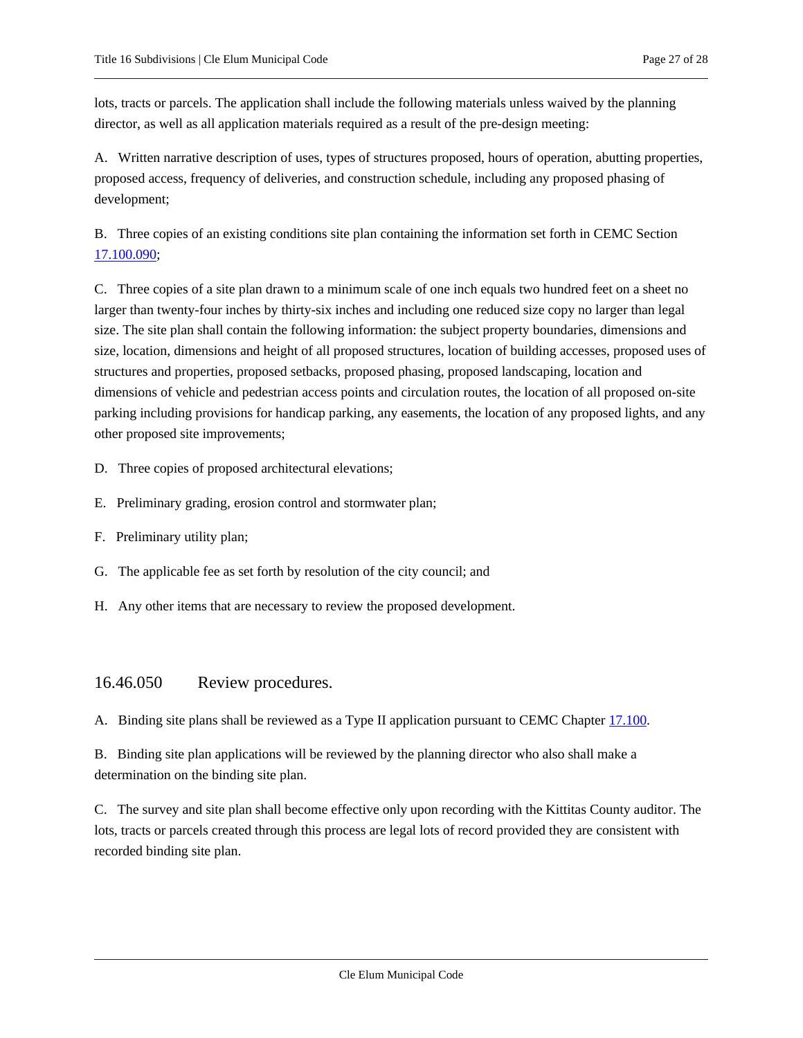lots, tracts or parcels. The application shall include the following materials unless waived by the planning director, as well as all application materials required as a result of the pre-design meeting:

A. Written narrative description of uses, types of structures proposed, hours of operation, abutting properties, proposed access, frequency of deliveries, and construction schedule, including any proposed phasing of development;

B. Three copies of an existing conditions site plan containing the information set forth in CEMC Section 17.100.090;

C. Three copies of a site plan drawn to a minimum scale of one inch equals two hundred feet on a sheet no larger than twenty-four inches by thirty-six inches and including one reduced size copy no larger than legal size. The site plan shall contain the following information: the subject property boundaries, dimensions and size, location, dimensions and height of all proposed structures, location of building accesses, proposed uses of structures and properties, proposed setbacks, proposed phasing, proposed landscaping, location and dimensions of vehicle and pedestrian access points and circulation routes, the location of all proposed on-site parking including provisions for handicap parking, any easements, the location of any proposed lights, and any other proposed site improvements;

D. Three copies of proposed architectural elevations;

E. Preliminary grading, erosion control and stormwater plan;

F. Preliminary utility plan;

G. The applicable fee as set forth by resolution of the city council; and

H. Any other items that are necessary to review the proposed development.

## 16.46.050 Review procedures.

A. Binding site plans shall be reviewed as a Type II application pursuant to CEMC Chapter 17.100.

B. Binding site plan applications will be reviewed by the planning director who also shall make a determination on the binding site plan.

C. The survey and site plan shall become effective only upon recording with the Kittitas County auditor. The lots, tracts or parcels created through this process are legal lots of record provided they are consistent with recorded binding site plan.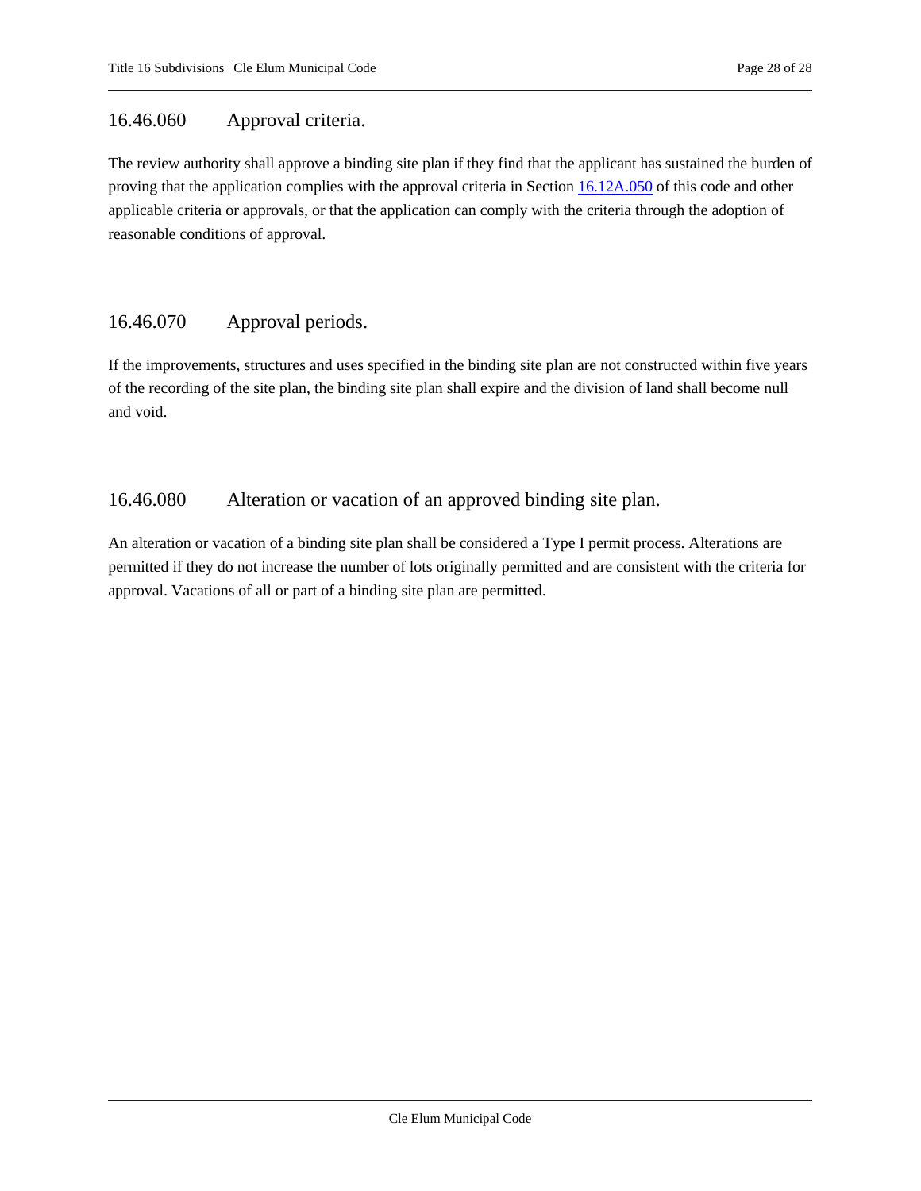## 16.46.060 Approval criteria.

The review authority shall approve a binding site plan if they find that the applicant has sustained the burden of proving that the application complies with the approval criteria in Section 16.12A.050 of this code and other applicable criteria or approvals, or that the application can comply with the criteria through the adoption of reasonable conditions of approval.

## 16.46.070 Approval periods.

If the improvements, structures and uses specified in the binding site plan are not constructed within five years of the recording of the site plan, the binding site plan shall expire and the division of land shall become null and void.

## 16.46.080 Alteration or vacation of an approved binding site plan.

An alteration or vacation of a binding site plan shall be considered a Type I permit process. Alterations are permitted if they do not increase the number of lots originally permitted and are consistent with the criteria for approval. Vacations of all or part of a binding site plan are permitted.